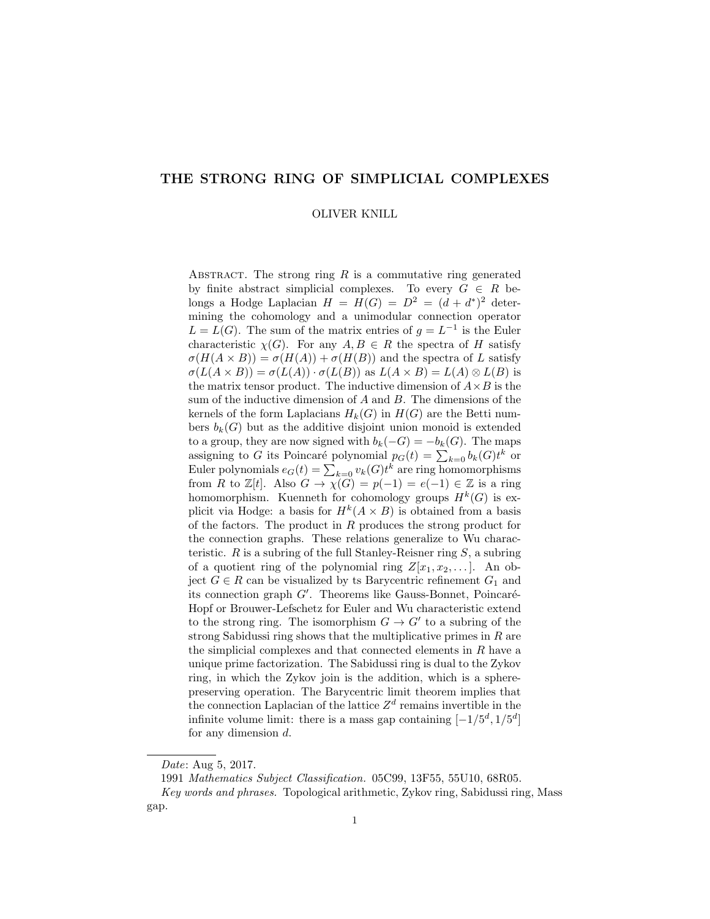# THE STRONG RING OF SIMPLICIAL COMPLEXES

OLIVER KNILL

Abstract. The strong ring $R$ is a commutative ring generated by finite abstract simplicial complexes. To every $G \in R$ belongs a Hodge Laplacian $H = H(G) = D^2 = (d + d^*)^2$ determining the cohomology and a unimodular connection operator $L = L(G)$. The sum of the matrix entries of $g = L^{-1}$ is the Euler characteristic $\chi(G)$. For any $A, B \in R$ the spectra of $H$ satisfy $\sigma(H(A \times B)) = \sigma(H(A)) + \sigma(H(B))$ and the spectra of $L$ satisfy $\sigma(L(A \times B)) = \sigma(L(A)) \cdot \sigma(L(B))$ as $L(A \times B) = L(A) \otimes L(B)$ is the matrix tensor product. The inductive dimension of $A \times B$ is the sum of the inductive dimension of $A$ and $B$. The dimensions of the kernels of the form Laplacians $H_k(G)$ in $H(G)$ are the Betti numbers $b_k(G)$ but as the additive disjoint union monoid is extended to a group, they are now signed with $b_k(-G) = -b_k(G)$. The maps assigning to $G$ its Poincaré polynomial $p_G(t) = \sum_{k=0} b_k(G)t^k$ or Euler polynomials $e_G(t) = \sum_{k=0} v_k(G)t^k$ are ring homomorphisms from $R$ to $\mathbb{Z}[t]$. Also $G \to \chi(G) = p(-1) = e(-1) \in \mathbb{Z}$ is a ring homomorphism. Kuenneth for cohomology groups $H^k(G)$ is explicit via Hodge: a basis for $H^k(A \times B)$ is obtained from a basis of the factors. The product in $R$ produces the strong product for the connection graphs. These relations generalize to Wu characteristic. $R$ is a subring of the full Stanley-Reisner ring $S$, a subring of a quotient ring of the polynomial ring $Z[x_1, x_2, \dots]$. An object $G \in R$ can be visualized by ts Barycentric refinement $G_1$ and its connection graph $G'$. Theorems like Gauss-Bonnet, Poincaré-Hopf or Brouwer-Lefschetz for Euler and Wu characteristic extend to the strong ring. The isomorphism $G \to G'$ to a subring of the strong Sabidussi ring shows that the multiplicative primes in $R$ are the simplicial complexes and that connected elements in $R$ have a unique prime factorization. The Sabidussi ring is dual to the Zykov ring, in which the Zykov join is the addition, which is a sphere-preserving operation. The Barycentric limit theorem implies that the connection Laplacian of the lattice $Z^d$ remains invertible in the infinite volume limit: there is a mass gap containing $[-1/5^d, 1/5^d]$ for any dimension $d$.

---

*Date*: Aug 5, 2017.

1991 *Mathematics Subject Classification.* 05C99, 13F55, 55U10, 68R05.

*Key words and phrases.* Topological arithmetic, Zykov ring, Sabidussi ring, Mass gap.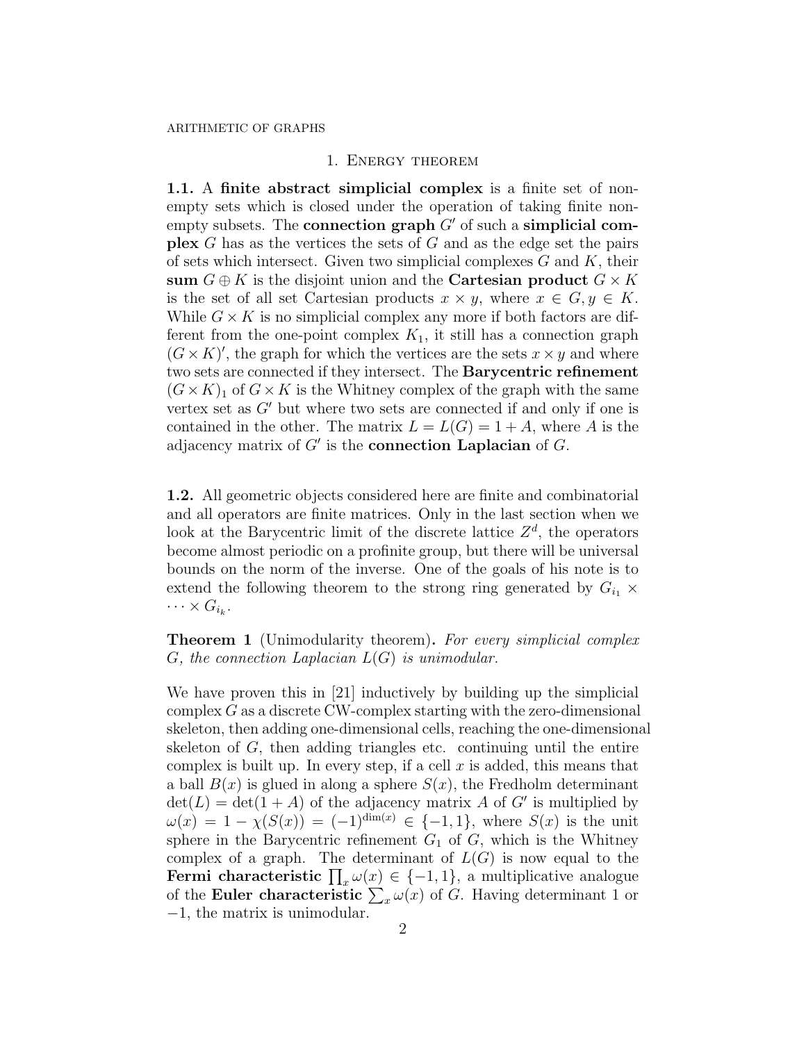## 1. Energy theorem

**1.1.** A **finite abstract simplicial complex** is a finite set of non-empty sets which is closed under the operation of taking finite non-empty subsets. The **connection graph** $G'$ of such a **simplicial complex** $G$ has as the vertices the sets of $G$ and as the edge set the pairs of sets which intersect. Given two simplicial complexes $G$ and $K$, their **sum** $G \oplus K$ is the disjoint union and the **Cartesian product** $G \times K$ is the set of all set Cartesian products $x \times y$, where $x \in G, y \in K$. While $G \times K$ is no simplicial complex any more if both factors are different from the one-point complex $K_1$, it still has a connection graph $(G \times K)'$, the graph for which the vertices are the sets $x \times y$ and where two sets are connected if they intersect. The **Barycentric refinement** $(G \times K)_1$ of $G \times K$ is the Whitney complex of the graph with the same vertex set as $G'$ but where two sets are connected if and only if one is contained in the other. The matrix $L = L(G) = 1 + A$, where $A$ is the adjacency matrix of $G'$ is the **connection Laplacian** of $G$.

**1.2.** All geometric objects considered here are finite and combinatorial and all operators are finite matrices. Only in the last section when we look at the Barycentric limit of the discrete lattice $Z^d$, the operators become almost periodic on a profinite group, but there will be universal bounds on the norm of the inverse. One of the goals of his note is to extend the following theorem to the strong ring generated by $G_{i_1} \times \cdots \times G_{i_k}$.

**Theorem 1** (Unimodularity theorem)**.** *For every simplicial complex $G$, the connection Laplacian $L(G)$ is unimodular.*

We have proven this in [21] inductively by building up the simplicial complex $G$ as a discrete CW-complex starting with the zero-dimensional skeleton, then adding one-dimensional cells, reaching the one-dimensional skeleton of $G$, then adding triangles etc. continuing until the entire complex is built up. In every step, if a cell $x$ is added, this means that a ball $B(x)$ is glued in along a sphere $S(x)$, the Fredholm determinant $\det(L) = \det(1 + A)$ of the adjacency matrix $A$ of $G'$ is multiplied by $\omega(x) = 1 - \chi(S(x)) = (-1)^{\dim(x)} \in \{-1, 1\}$, where $S(x)$ is the unit sphere in the Barycentric refinement $G_1$ of $G$, which is the Whitney complex of a graph. The determinant of $L(G)$ is now equal to the **Fermi characteristic** $\prod_x \omega(x) \in \{-1, 1\}$, a multiplicative analogue of the **Euler characteristic** $\sum_x \omega(x)$ of $G$. Having determinant 1 or $-1$, the matrix is unimodular.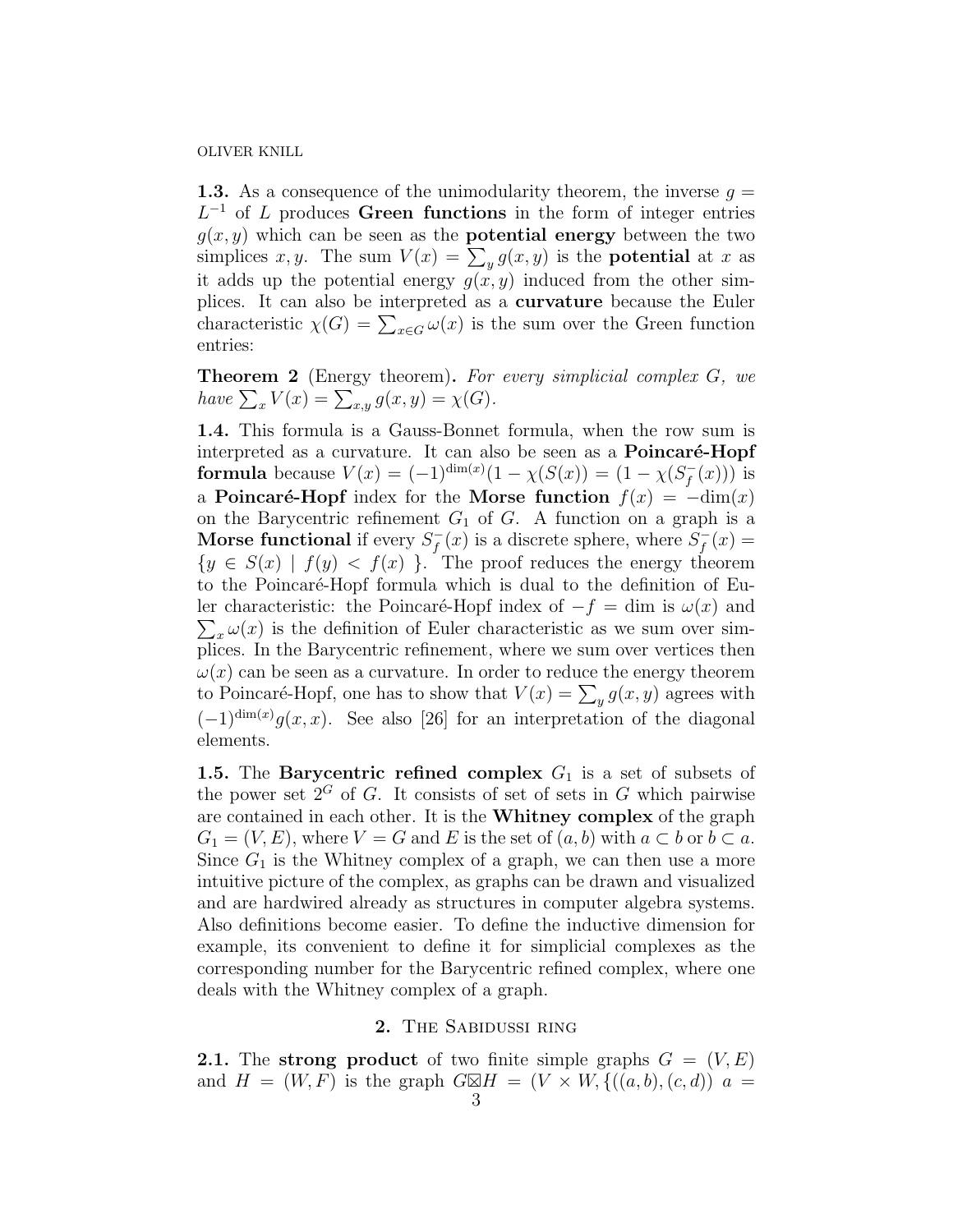**1.3.** As a consequence of the unimodularity theorem, the inverse $g = L^{-1}$ of $L$ produces **Green functions** in the form of integer entries $g(x,y)$ which can be seen as the **potential energy** between the two simplices $x, y$. The sum $V(x) = \sum_y g(x,y)$ is the **potential** at $x$ as it adds up the potential energy $g(x,y)$ induced from the other simplices. It can also be interpreted as a **curvature** because the Euler characteristic $\chi(G) = \sum_{x \in G} \omega(x)$ is the sum over the Green function entries:

**Theorem 2** (Energy theorem)**.** *For every simplicial complex $G$, we have $\sum_x V(x) = \sum_{x,y} g(x,y) = \chi(G)$.*

**1.4.** This formula is a Gauss-Bonnet formula, when the row sum is interpreted as a curvature. It can also be seen as a **Poincaré-Hopf formula** because $V(x) = (-1)^{\dim(x)}(1 - \chi(S(x)) = (1 - \chi(S_f^-(x)))$ is a **Poincaré-Hopf** index for the **Morse function** $f(x) = -\dim(x)$ on the Barycentric refinement $G_1$ of $G$. A function on a graph is a **Morse functional** if every $S_f^-(x)$ is a discrete sphere, where $S_f^-(x) = \{y \in S(x) \mid f(y) < f(x)\}$. The proof reduces the energy theorem to the Poincaré-Hopf formula which is dual to the definition of Euler characteristic: the Poincaré-Hopf index of $-f = \dim$ is $\omega(x)$ and $\sum_x \omega(x)$ is the definition of Euler characteristic as we sum over simplices. In the Barycentric refinement, where we sum over vertices then $\omega(x)$ can be seen as a curvature. In order to reduce the energy theorem to Poincaré-Hopf, one has to show that $V(x) = \sum_y g(x,y)$ agrees with $(-1)^{\dim(x)} g(x,x)$. See also [26] for an interpretation of the diagonal elements.

**1.5.** The **Barycentric refined complex** $G_1$ is a set of subsets of the power set $2^G$ of $G$. It consists of set of sets in $G$ which pairwise are contained in each other. It is the **Whitney complex** of the graph $G_1 = (V, E)$, where $V = G$ and $E$ is the set of $(a,b)$ with $a \subset b$ or $b \subset a$. Since $G_1$ is the Whitney complex of a graph, we can then use a more intuitive picture of the complex, as graphs can be drawn and visualized and are hardwired already as structures in computer algebra systems. Also definitions become easier. To define the inductive dimension for example, its convenient to define it for simplicial complexes as the corresponding number for the Barycentric refined complex, where one deals with the Whitney complex of a graph.

## 2. The Sabidussi ring

**2.1.** The **strong product** of two finite simple graphs $G = (V, E)$ and $H = (W, F)$ is the graph $G \boxtimes H = (V \times W, \{((a,b),(c,d))\ a =$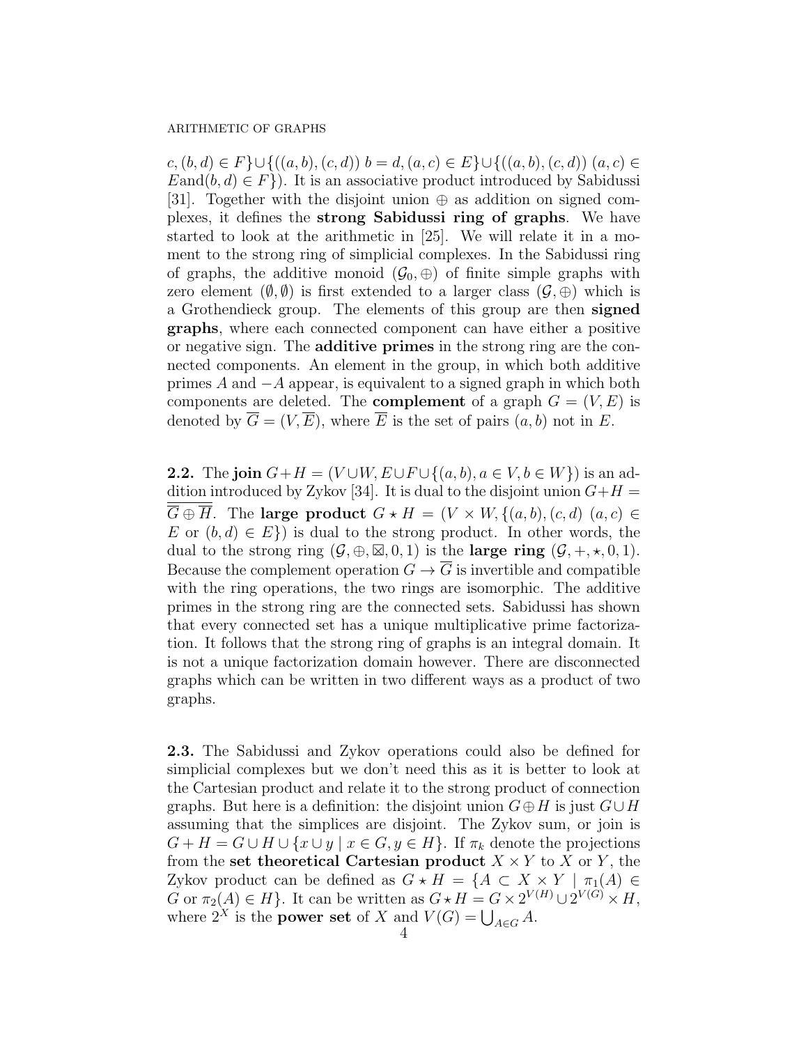$c, (b,d) \in F\} \cup \{((a,b),(c,d))\ b = d, (a,c) \in E\} \cup \{((a,b),(c,d))\ (a,c) \in E \text{and} (b,d) \in F\})$. It is an associative product introduced by Sabidussi [31]. Together with the disjoint union $\oplus$ as addition on signed complexes, it defines the **strong Sabidussi ring of graphs**. We have started to look at the arithmetic in [25]. We will relate it in a moment to the strong ring of simplicial complexes. In the Sabidussi ring of graphs, the additive monoid $(\mathcal{G}_0, \oplus)$ of finite simple graphs with zero element $(\emptyset, \emptyset)$ is first extended to a larger class $(\mathcal{G}, \oplus)$ which is a Grothendieck group. The elements of this group are then **signed graphs**, where each connected component can have either a positive or negative sign. The **additive primes** in the strong ring are the connected components. An element in the group, in which both additive primes $A$ and $-A$ appear, is equivalent to a signed graph in which both components are deleted. The **complement** of a graph $G = (V, E)$ is denoted by $\overline{G} = (V, \overline{E})$, where $\overline{E}$ is the set of pairs $(a, b)$ not in $E$.

**2.2.** The **join** $G + H = (V \cup W, E \cup F \cup \{(a,b), a \in V, b \in W\})$ is an addition introduced by Zykov [34]. It is dual to the disjoint union $G + H = \overline{\overline{G} \oplus \overline{H}}$. The **large product** $G \star H = (V \times W, \{(a,b),(c,d)\ (a,c) \in E \text{ or } (b,d) \in E\})$ is dual to the strong product. In other words, the dual to the strong ring $(\mathcal{G}, \oplus, \boxtimes, 0, 1)$ is the **large ring** $(\mathcal{G}, +, \star, 0, 1)$. Because the complement operation $G \to \overline{G}$ is invertible and compatible with the ring operations, the two rings are isomorphic. The additive primes in the strong ring are the connected sets. Sabidussi has shown that every connected set has a unique multiplicative prime factorization. It follows that the strong ring of graphs is an integral domain. It is not a unique factorization domain however. There are disconnected graphs which can be written in two different ways as a product of two graphs.

**2.3.** The Sabidussi and Zykov operations could also be defined for simplicial complexes but we don't need this as it is better to look at the Cartesian product and relate it to the strong product of connection graphs. But here is a definition: the disjoint union $G \oplus H$ is just $G \cup H$ assuming that the simplices are disjoint. The Zykov sum, or join is $G + H = G \cup H \cup \{x \cup y \mid x \in G, y \in H\}$. If $\pi_k$ denote the projections from the **set theoretical Cartesian product** $X \times Y$ to $X$ or $Y$, the Zykov product can be defined as $G \star H = \{A \subset X \times Y \mid \pi_1(A) \in G \text{ or } \pi_2(A) \in H\}$. It can be written as $G \star H = G \times 2^{V(H)} \cup 2^{V(G)} \times H$, where $2^X$ is the **power set** of $X$ and $V(G) = \bigcup_{A \in G} A$.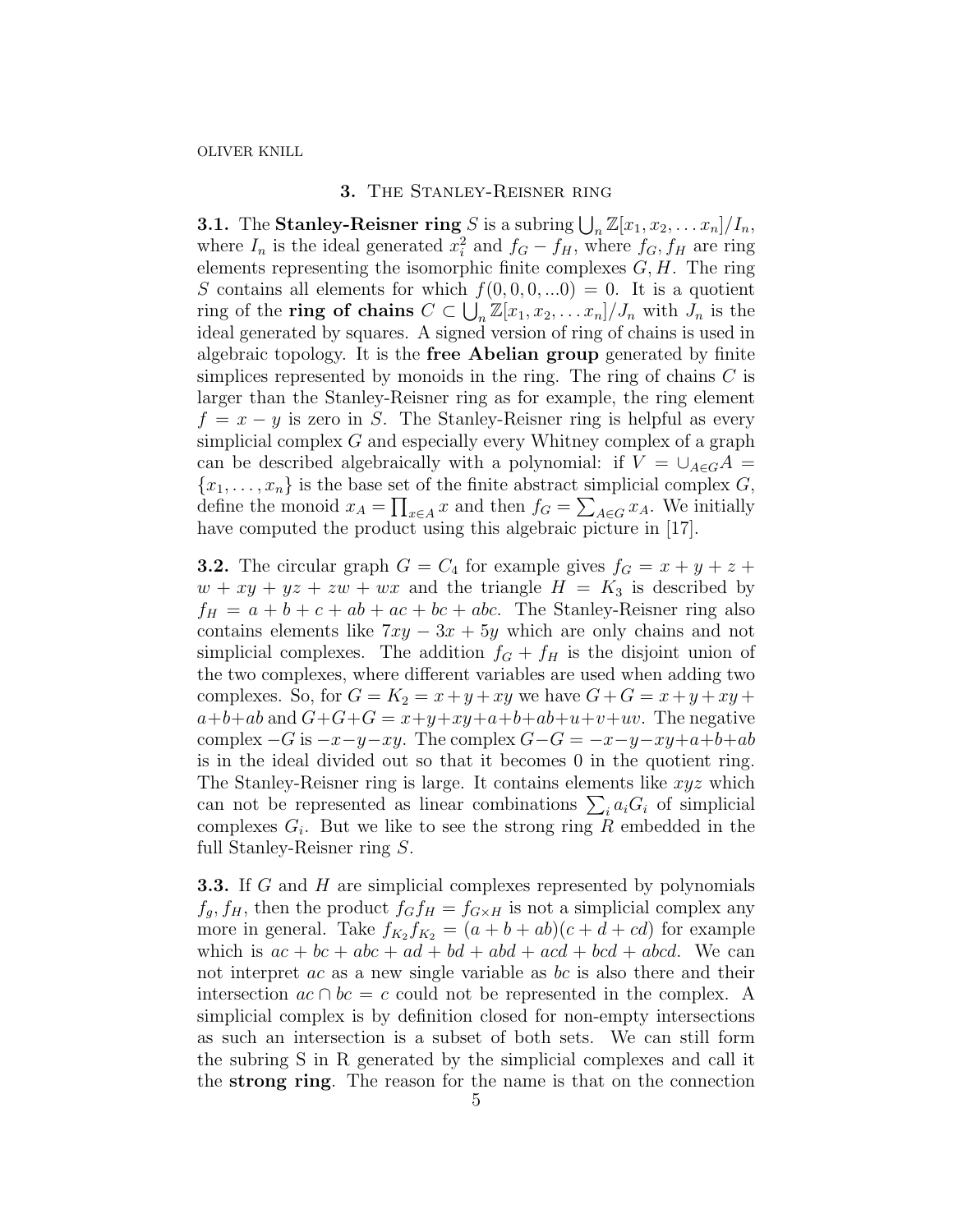## 3. The Stanley-Reisner ring

**3.1.** The **Stanley-Reisner ring** $S$ is a subring $\bigcup_n \mathbb{Z}[x_1, x_2, \dots x_n]/I_n$, where $I_n$ is the ideal generated $x_i^2$ and $f_G - f_H$, where $f_G, f_H$ are ring elements representing the isomorphic finite complexes $G, H$. The ring $S$ contains all elements for which $f(0, 0, 0, ...0) = 0$. It is a quotient ring of the **ring of chains** $C \subset \bigcup_n \mathbb{Z}[x_1, x_2, \dots x_n]/J_n$ with $J_n$ is the ideal generated by squares. A signed version of ring of chains is used in algebraic topology. It is the **free Abelian group** generated by finite simplices represented by monoids in the ring. The ring of chains $C$ is larger than the Stanley-Reisner ring as for example, the ring element $f = x - y$ is zero in $S$. The Stanley-Reisner ring is helpful as every simplicial complex $G$ and especially every Whitney complex of a graph can be described algebraically with a polynomial: if $V = \cup_{A \in G} A = \{x_1, \dots, x_n\}$ is the base set of the finite abstract simplicial complex $G$, define the monoid $x_A = \prod_{x \in A} x$ and then $f_G = \sum_{A \in G} x_A$. We initially have computed the product using this algebraic picture in [17].

**3.2.** The circular graph $G = C_4$ for example gives $f_G = x + y + z + w + xy + yz + zw + wx$ and the triangle $H = K_3$ is described by $f_H = a + b + c + ab + ac + bc + abc$. The Stanley-Reisner ring also contains elements like $7xy - 3x + 5y$ which are only chains and not simplicial complexes. The addition $f_G + f_H$ is the disjoint union of the two complexes, where different variables are used when adding two complexes. So, for $G = K_2 = x + y + xy$ we have $G + G = x + y + xy + a + b + ab$ and $G + G + G = x + y + xy + a + b + ab + u + v + uv$. The negative complex $-G$ is $-x - y - xy$. The complex $G - G = -x - y - xy + a + b + ab$ is in the ideal divided out so that it becomes 0 in the quotient ring. The Stanley-Reisner ring is large. It contains elements like $xyz$ which can not be represented as linear combinations $\sum_i a_i G_i$ of simplicial complexes $G_i$. But we like to see the strong ring $R$ embedded in the full Stanley-Reisner ring $S$.

**3.3.** If $G$ and $H$ are simplicial complexes represented by polynomials $f_g, f_H$, then the product $f_G f_H = f_{G \times H}$ is not a simplicial complex any more in general. Take $f_{K_2} f_{K_2} = (a + b + ab)(c + d + cd)$ for example which is $ac + bc + abc + ad + bd + abd + acd + bcd + abcd$. We can not interpret $ac$ as a new single variable as $bc$ is also there and their intersection $ac \cap bc = c$ could not be represented in the complex. A simplicial complex is by definition closed for non-empty intersections as such an intersection is a subset of both sets. We can still form the subring S in R generated by the simplicial complexes and call it the **strong ring**. The reason for the name is that on the connection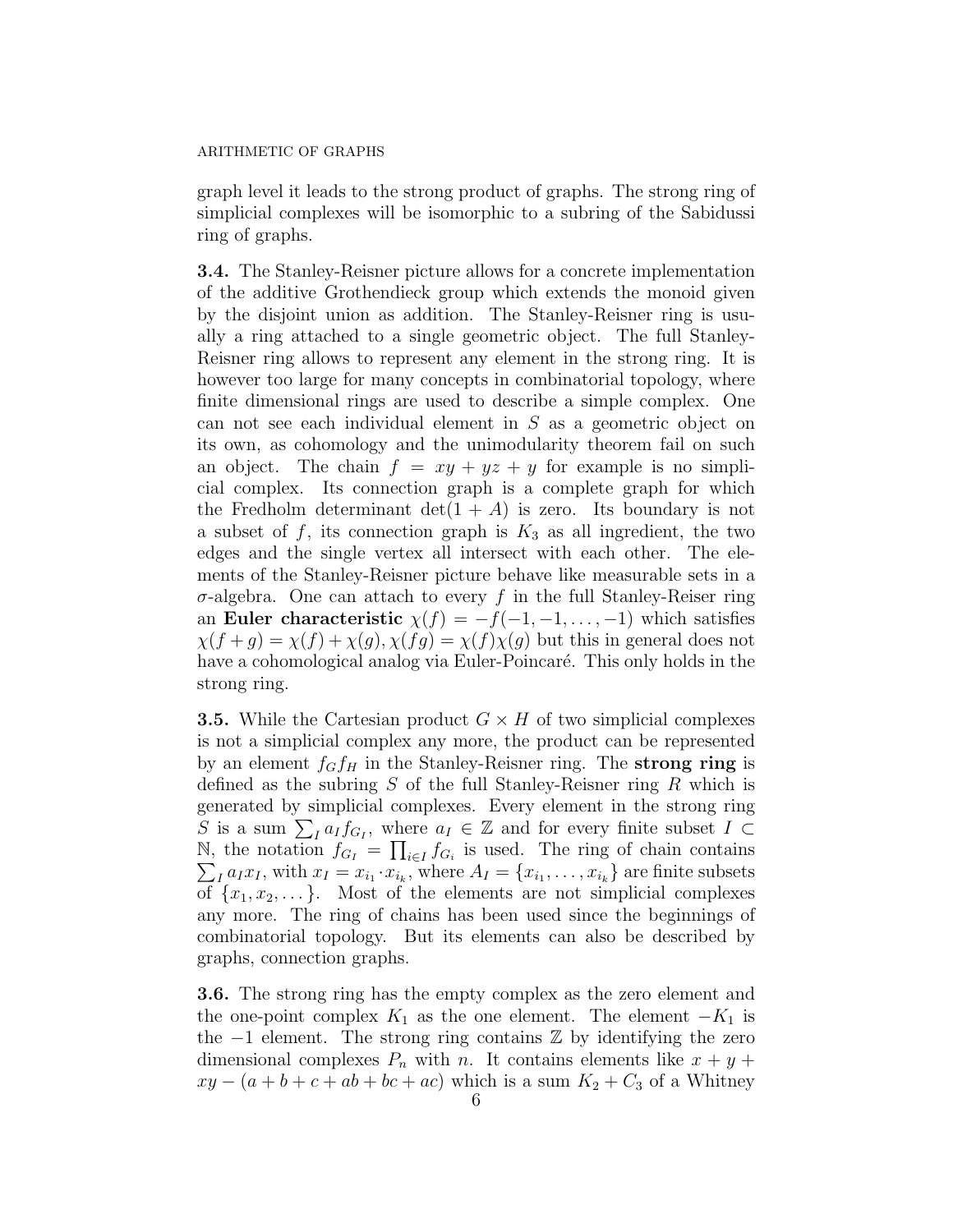graph level it leads to the strong product of graphs. The strong ring of simplicial complexes will be isomorphic to a subring of the Sabidussi ring of graphs.

**3.4.** The Stanley-Reisner picture allows for a concrete implementation of the additive Grothendieck group which extends the monoid given by the disjoint union as addition. The Stanley-Reisner ring is usually a ring attached to a single geometric object. The full Stanley-Reisner ring allows to represent any element in the strong ring. It is however too large for many concepts in combinatorial topology, where finite dimensional rings are used to describe a simple complex. One can not see each individual element in $S$ as a geometric object on its own, as cohomology and the unimodularity theorem fail on such an object. The chain $f = xy + yz + y$ for example is no simplicial complex. Its connection graph is a complete graph for which the Fredholm determinant $\det(1 + A)$ is zero. Its boundary is not a subset of $f$, its connection graph is $K_3$ as all ingredient, the two edges and the single vertex all intersect with each other. The elements of the Stanley-Reisner picture behave like measurable sets in a $\sigma$-algebra. One can attach to every $f$ in the full Stanley-Reiser ring an **Euler characteristic** $\chi(f) = -f(-1, -1, \dots, -1)$ which satisfies $\chi(f + g) = \chi(f) + \chi(g), \chi(fg) = \chi(f)\chi(g)$ but this in general does not have a cohomological analog via Euler-Poincaré. This only holds in the strong ring.

**3.5.** While the Cartesian product $G \times H$ of two simplicial complexes is not a simplicial complex any more, the product can be represented by an element $f_G f_H$ in the Stanley-Reisner ring. The **strong ring** is defined as the subring $S$ of the full Stanley-Reisner ring $R$ which is generated by simplicial complexes. Every element in the strong ring $S$ is a sum $\sum_I a_I f_{G_I}$, where $a_I \in \mathbb{Z}$ and for every finite subset $I \subset \mathbb{N}$, the notation $f_{G_I} = \prod_{i \in I} f_{G_i}$ is used. The ring of chain contains $\sum_I a_I x_I$, with $x_I = x_{i_1} \cdot x_{i_k}$, where $A_I = \{x_{i_1}, \dots, x_{i_k}\}$ are finite subsets of $\{x_1, x_2, \dots\}$. Most of the elements are not simplicial complexes any more. The ring of chains has been used since the beginnings of combinatorial topology. But its elements can also be described by graphs, connection graphs.

**3.6.** The strong ring has the empty complex as the zero element and the one-point complex $K_1$ as the one element. The element $-K_1$ is the $-1$ element. The strong ring contains $\mathbb{Z}$ by identifying the zero dimensional complexes $P_n$ with $n$. It contains elements like $x + y + xy - (a + b + c + ab + bc + ac)$ which is a sum $K_2 + C_3$ of a Whitney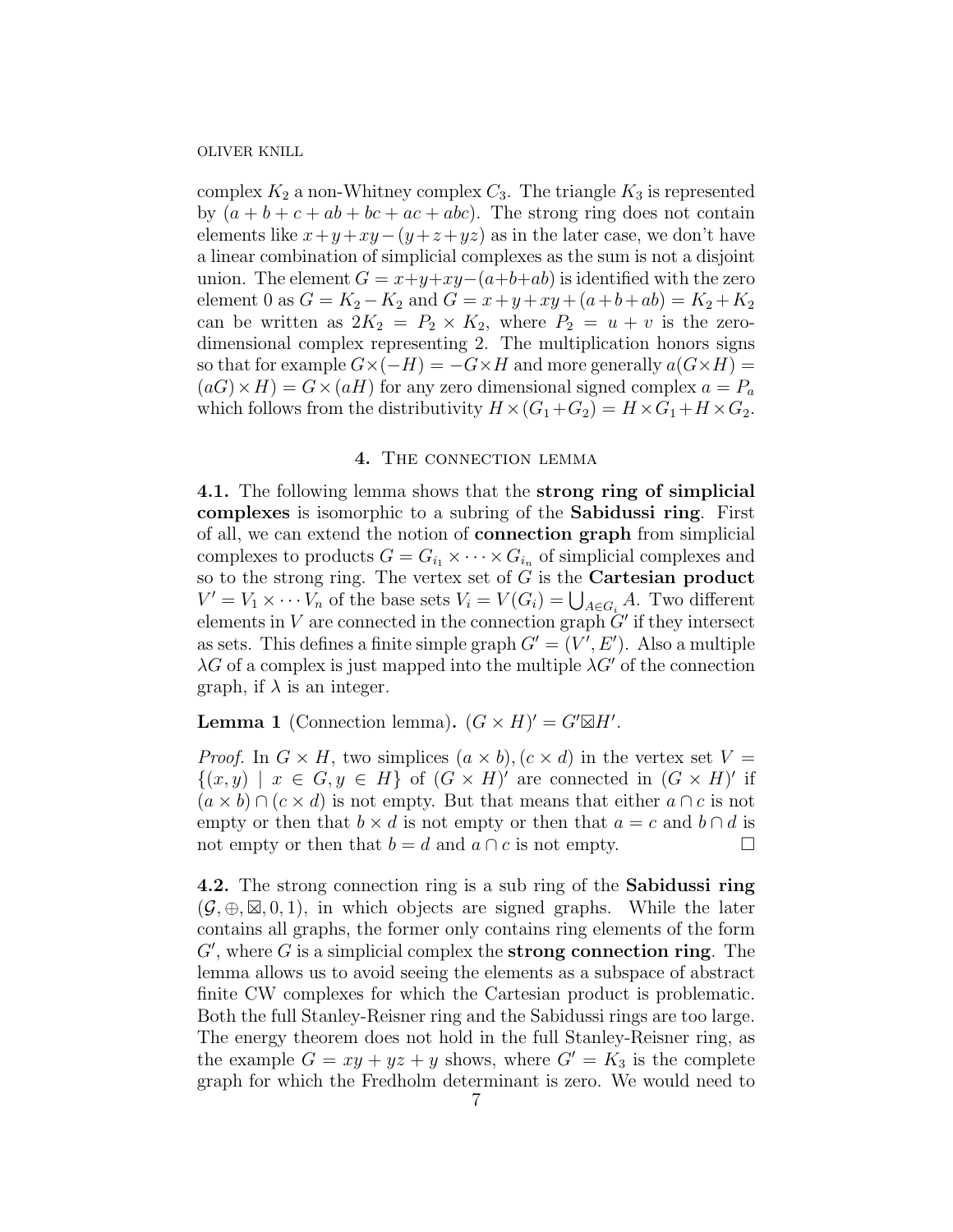complex $K_2$ a non-Whitney complex $C_3$. The triangle $K_3$ is represented by $(a+b+c+ab+bc+ac+abc)$. The strong ring does not contain elements like $x+y+xy-(y+z+yz)$ as in the later case, we don't have a linear combination of simplicial complexes as the sum is not a disjoint union. The element $G = x+y+xy-(a+b+ab)$ is identified with the zero element 0 as $G = K_2 - K_2$ and $G = x+y+xy+(a+b+ab) = K_2+K_2$ can be written as $2K_2 = P_2 \times K_2$, where $P_2 = u+v$ is the zero-dimensional complex representing 2. The multiplication honors signs so that for example $G \times (-H) = -G \times H$ and more generally $a(G \times H) = (aG) \times H = G \times (aH)$ for any zero dimensional signed complex $a = P_a$ which follows from the distributivity $H \times (G_1+G_2) = H \times G_1 + H \times G_2$.

## 4. The connection lemma

**4.1.** The following lemma shows that the **strong ring of simplicial complexes** is isomorphic to a subring of the **Sabidussi ring**. First of all, we can extend the notion of **connection graph** from simplicial complexes to products $G = G_{i_1} \times \cdots \times G_{i_n}$ of simplicial complexes and so to the strong ring. The vertex set of $G$ is the **Cartesian product** $V' = V_1 \times \cdots V_n$ of the base sets $V_i = V(G_i) = \bigcup_{A \in G_i} A$. Two different elements in $V$ are connected in the connection graph $G'$ if they intersect as sets. This defines a finite simple graph $G' = (V', E')$. Also a multiple $\lambda G$ of a complex is just mapped into the multiple $\lambda G'$ of the connection graph, if $\lambda$ is an integer.

**Lemma 1** (Connection lemma)**.** $(G \times H)' = G' \boxtimes H'$.

*Proof.* In $G \times H$, two simplices $(a \times b), (c \times d)$ in the vertex set $V = \{(x,y) \mid x \in G, y \in H\}$ of $(G \times H)'$ are connected in $(G \times H)'$ if $(a \times b) \cap (c \times d)$ is not empty. But that means that either $a \cap c$ is not empty or then that $b \times d$ is not empty or then that $a = c$ and $b \cap d$ is not empty or then that $b = d$ and $a \cap c$ is not empty. $\square$

**4.2.** The strong connection ring is a sub ring of the **Sabidussi ring** $(\mathcal{G}, \oplus, \boxtimes, 0, 1)$, in which objects are signed graphs. While the later contains all graphs, the former only contains ring elements of the form $G'$, where $G$ is a simplicial complex the **strong connection ring**. The lemma allows us to avoid seeing the elements as a subspace of abstract finite CW complexes for which the Cartesian product is problematic. Both the full Stanley-Reisner ring and the Sabidussi rings are too large. The energy theorem does not hold in the full Stanley-Reisner ring, as the example $G = xy + yz + y$ shows, where $G' = K_3$ is the complete graph for which the Fredholm determinant is zero. We would need to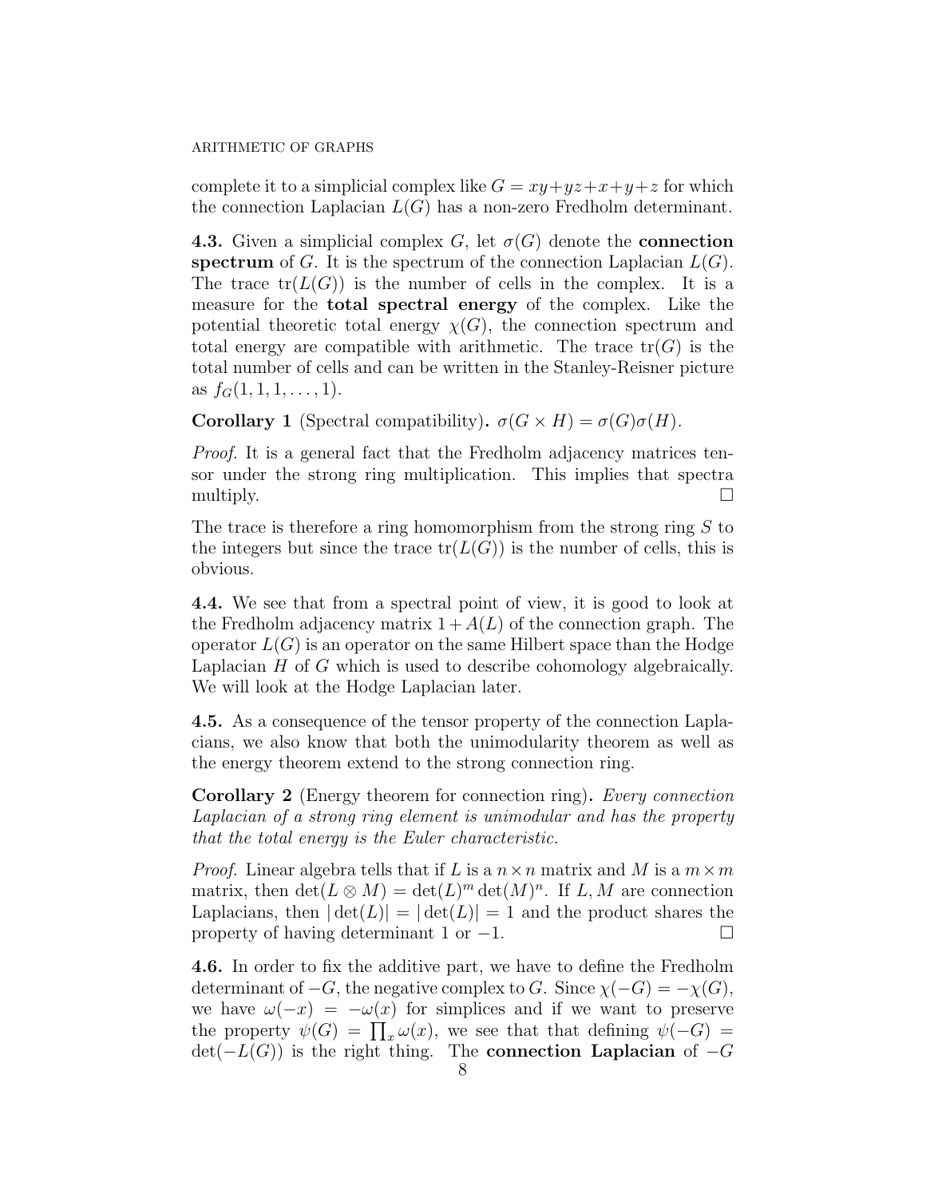complete it to a simplicial complex like $G = xy+yz+x+y+z$ for which the connection Laplacian $L(G)$ has a non-zero Fredholm determinant.

**4.3.** Given a simplicial complex $G$, let $\sigma(G)$ denote the **connection spectrum** of $G$. It is the spectrum of the connection Laplacian $L(G)$. The trace $\mathrm{tr}(L(G))$ is the number of cells in the complex. It is a measure for the **total spectral energy** of the complex. Like the potential theoretic total energy $\chi(G)$, the connection spectrum and total energy are compatible with arithmetic. The trace $\mathrm{tr}(G)$ is the total number of cells and can be written in the Stanley-Reisner picture as $f_G(1, 1, 1, \dots, 1)$.

**Corollary 1** (Spectral compatibility)**.** $\sigma(G \times H) = \sigma(G)\sigma(H)$.

*Proof.* It is a general fact that the Fredholm adjacency matrices tensor under the strong ring multiplication. This implies that spectra multiply. $\square$

The trace is therefore a ring homomorphism from the strong ring $S$ to the integers but since the trace $\mathrm{tr}(L(G))$ is the number of cells, this is obvious.

**4.4.** We see that from a spectral point of view, it is good to look at the Fredholm adjacency matrix $1 + A(L)$ of the connection graph. The operator $L(G)$ is an operator on the same Hilbert space than the Hodge Laplacian $H$ of $G$ which is used to describe cohomology algebraically. We will look at the Hodge Laplacian later.

**4.5.** As a consequence of the tensor property of the connection Laplacians, we also know that both the unimodularity theorem as well as the energy theorem extend to the strong connection ring.

**Corollary 2** (Energy theorem for connection ring)**.** *Every connection Laplacian of a strong ring element is unimodular and has the property that the total energy is the Euler characteristic.*

*Proof.* Linear algebra tells that if $L$ is a $n \times n$ matrix and $M$ is a $m \times m$ matrix, then $\det(L \otimes M) = \det(L)^m \det(M)^n$. If $L, M$ are connection Laplacians, then $|\det(L)| = |\det(L)| = 1$ and the product shares the property of having determinant 1 or $-1$. $\square$

**4.6.** In order to fix the additive part, we have to define the Fredholm determinant of $-G$, the negative complex to $G$. Since $\chi(-G) = -\chi(G)$, we have $\omega(-x) = -\omega(x)$ for simplices and if we want to preserve the property $\psi(G) = \prod_x \omega(x)$, we see that that defining $\psi(-G) = \det(-L(G))$ is the right thing. The **connection Laplacian** of $-G$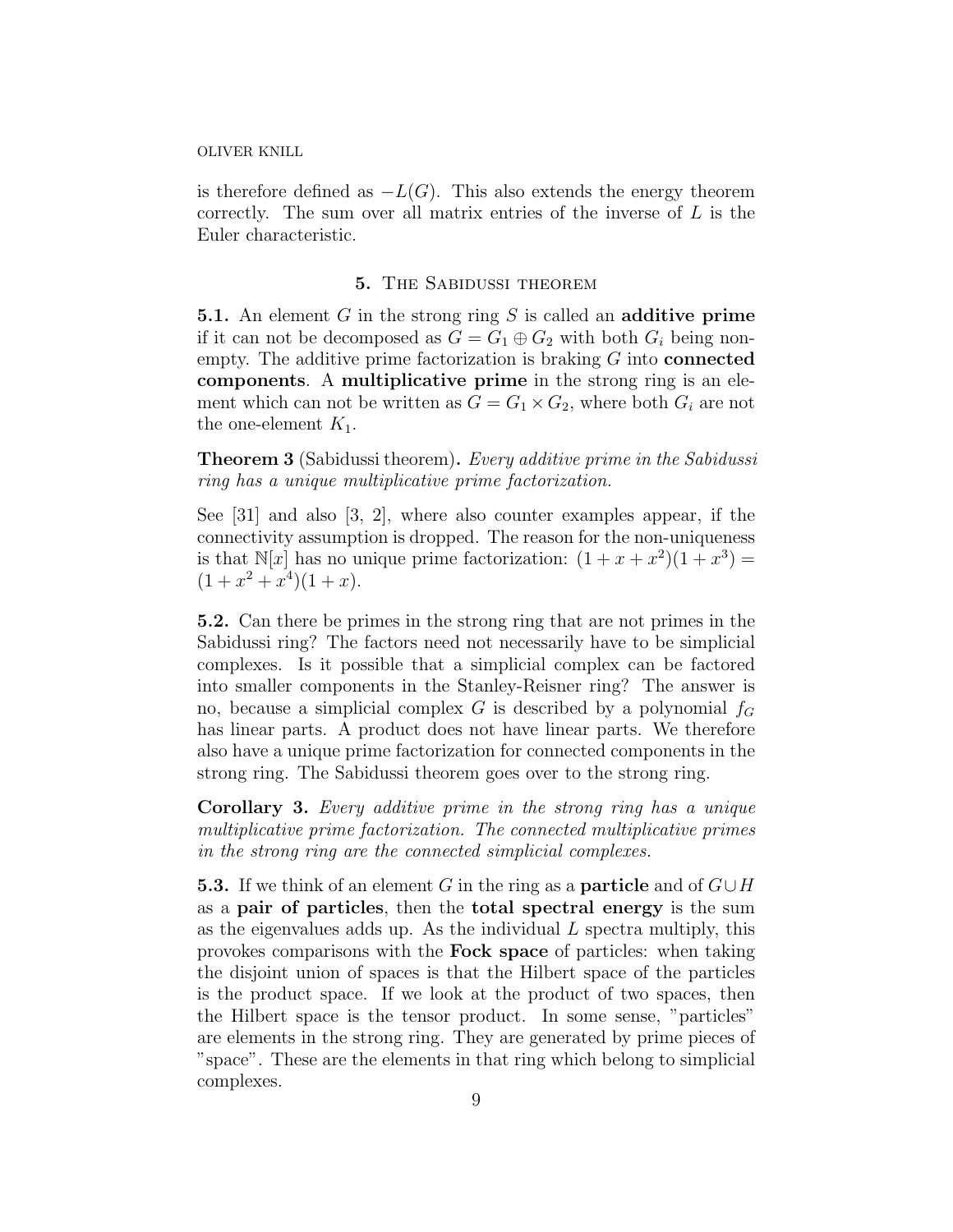is therefore defined as $-L(G)$. This also extends the energy theorem correctly. The sum over all matrix entries of the inverse of $L$ is the Euler characteristic.

## 5. The Sabidussi theorem

**5.1.** An element $G$ in the strong ring $S$ is called an **additive prime** if it can not be decomposed as $G = G_1 \oplus G_2$ with both $G_i$ being non-empty. The additive prime factorization is braking $G$ into **connected components**. A **multiplicative prime** in the strong ring is an element which can not be written as $G = G_1 \times G_2$, where both $G_i$ are not the one-element $K_1$.

**Theorem 3** (Sabidussi theorem)**.** *Every additive prime in the Sabidussi ring has a unique multiplicative prime factorization.*

See [31] and also [3, 2], where also counter examples appear, if the connectivity assumption is dropped. The reason for the non-uniqueness is that $\mathbb{N}[x]$ has no unique prime factorization: $(1 + x + x^2)(1 + x^3) = (1 + x^2 + x^4)(1 + x)$.

**5.2.** Can there be primes in the strong ring that are not primes in the Sabidussi ring? The factors need not necessarily have to be simplicial complexes. Is it possible that a simplicial complex can be factored into smaller components in the Stanley-Reisner ring? The answer is no, because a simplicial complex $G$ is described by a polynomial $f_G$ has linear parts. A product does not have linear parts. We therefore also have a unique prime factorization for connected components in the strong ring. The Sabidussi theorem goes over to the strong ring.

**Corollary 3.** *Every additive prime in the strong ring has a unique multiplicative prime factorization. The connected multiplicative primes in the strong ring are the connected simplicial complexes.*

**5.3.** If we think of an element $G$ in the ring as a **particle** and of $G \cup H$ as a **pair of particles**, then the **total spectral energy** is the sum as the eigenvalues adds up. As the individual $L$ spectra multiply, this provokes comparisons with the **Fock space** of particles: when taking the disjoint union of spaces is that the Hilbert space of the particles is the product space. If we look at the product of two spaces, then the Hilbert space is the tensor product. In some sense, "particles" are elements in the strong ring. They are generated by prime pieces of "space". These are the elements in that ring which belong to simplicial complexes.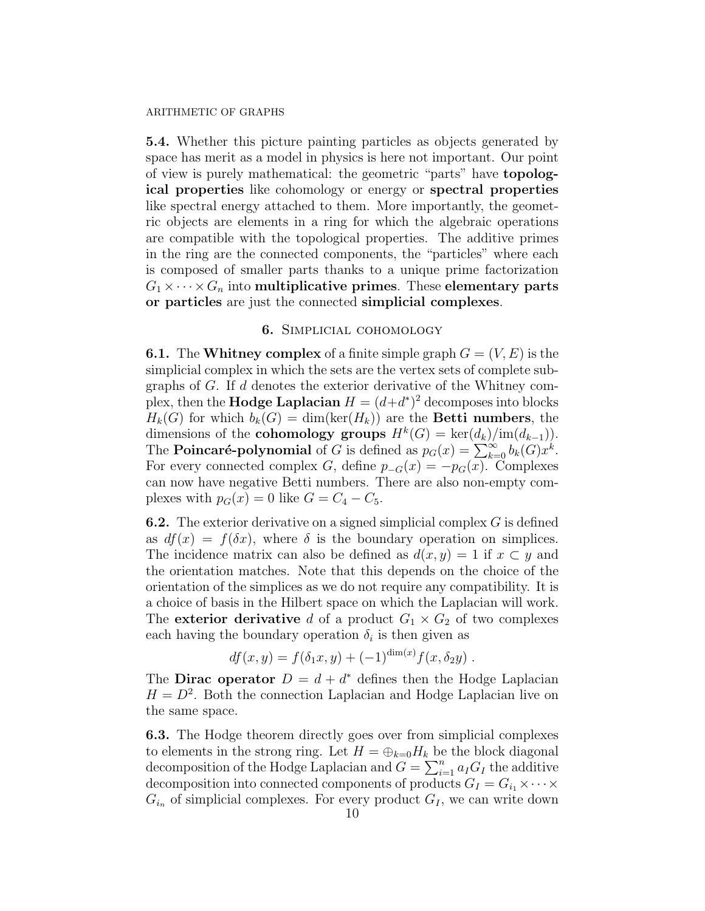**5.4.** Whether this picture painting particles as objects generated by space has merit as a model in physics is here not important. Our point of view is purely mathematical: the geometric "parts" have **topological properties** like cohomology or energy or **spectral properties** like spectral energy attached to them. More importantly, the geometric objects are elements in a ring for which the algebraic operations are compatible with the topological properties. The additive primes in the ring are the connected components, the "particles" where each is composed of smaller parts thanks to a unique prime factorization $G_1 \times \cdots \times G_n$ into **multiplicative primes**. These **elementary parts or particles** are just the connected **simplicial complexes**.

## 6. Simplicial cohomology

**6.1.** The **Whitney complex** of a finite simple graph $G = (V, E)$ is the simplicial complex in which the sets are the vertex sets of complete subgraphs of $G$. If $d$ denotes the exterior derivative of the Whitney complex, then the **Hodge Laplacian** $H = (d+d^*)^2$ decomposes into blocks $H_k(G)$ for which $b_k(G) = \dim(\ker(H_k))$ are the **Betti numbers**, the dimensions of the **cohomology groups** $H^k(G) = \ker(d_k)/\mathrm{im}(d_{k-1})$. The **Poincaré-polynomial** of $G$ is defined as $p_G(x) = \sum_{k=0}^{\infty} b_k(G)x^k$. For every connected complex $G$, define $p_{-G}(x) = -p_G(x)$. Complexes can now have negative Betti numbers. There are also non-empty complexes with $p_G(x) = 0$ like $G = C_4 - C_5$.

**6.2.** The exterior derivative on a signed simplicial complex $G$ is defined as $df(x) = f(\delta x)$, where $\delta$ is the boundary operation on simplices. The incidence matrix can also be defined as $d(x, y) = 1$ if $x \subset y$ and the orientation matches. Note that this depends on the choice of the orientation of the simplices as we do not require any compatibility. It is a choice of basis in the Hilbert space on which the Laplacian will work. The **exterior derivative** $d$ of a product $G_1 \times G_2$ of two complexes each having the boundary operation $\delta_i$ is then given as

$$df(x, y) = f(\delta_1 x, y) + (-1)^{\dim(x)} f(x, \delta_2 y) .$$

The **Dirac operator** $D = d + d^*$ defines then the Hodge Laplacian $H = D^2$. Both the connection Laplacian and Hodge Laplacian live on the same space.

**6.3.** The Hodge theorem directly goes over from simplicial complexes to elements in the strong ring. Let $H = \oplus_{k=0} H_k$ be the block diagonal decomposition of the Hodge Laplacian and $G = \sum_{i=1}^{n} a_I G_I$ the additive decomposition into connected components of products $G_I = G_{i_1} \times \cdots \times G_{i_n}$ of simplicial complexes. For every product $G_I$, we can write down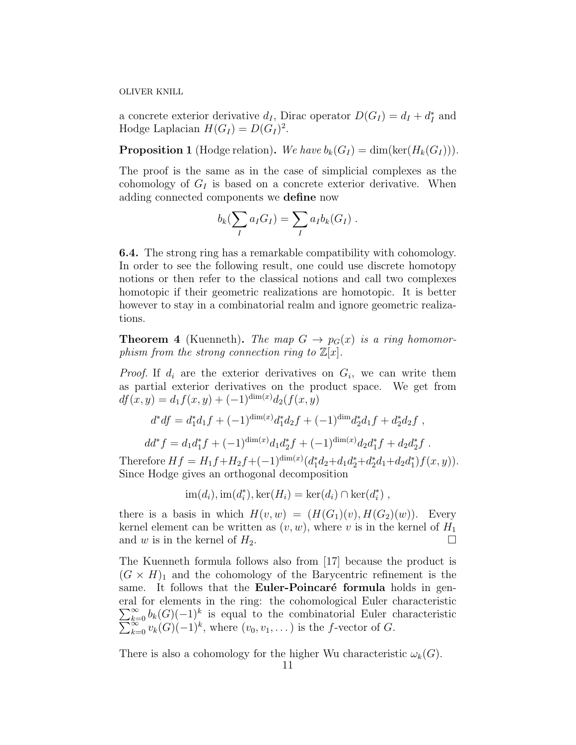a concrete exterior derivative $d_I$, Dirac operator $D(G_I) = d_I + d_I^*$ and Hodge Laplacian $H(G_I) = D(G_I)^2$.

**Proposition 1** (Hodge relation)**.** *We have $b_k(G_I) = \dim(\ker(H_k(G_I)))$.*

The proof is the same as in the case of simplicial complexes as the cohomology of $G_I$ is based on a concrete exterior derivative. When adding connected components we **define** now

$$b_k(\sum_I a_I G_I) = \sum_I a_I b_k(G_I) \; .$$

**6.4.** The strong ring has a remarkable compatibility with cohomology. In order to see the following result, one could use discrete homotopy notions or then refer to the classical notions and call two complexes homotopic if their geometric realizations are homotopic. It is better however to stay in a combinatorial realm and ignore geometric realizations.

**Theorem 4** (Kuenneth)**.** *The map $G \to p_G(x)$ is a ring homomorphism from the strong connection ring to $\mathbb{Z}[x]$.*

*Proof.* If $d_i$ are the exterior derivatives on $G_i$, we can write them as partial exterior derivatives on the product space. We get from $df(x,y) = d_1 f(x,y) + (-1)^{\dim(x)} d_2(f(x,y)$

$$d^* df = d_1^* d_1 f + (-1)^{\dim(x)} d_1^* d_2 f + (-1)^{\dim} d_2^* d_1 f + d_2^* d_2 f \; ,$$

$$dd^* f = d_1 d_1^* f + (-1)^{\dim(x)} d_1 d_2^* f + (-1)^{\dim(x)} d_2 d_1^* f + d_2 d_2^* f \; .$$

Therefore $Hf = H_1 f + H_2 f + (-1)^{\dim(x)} (d_1^* d_2 + d_1 d_2^* + d_2^* d_1 + d_2 d_1^*) f(x,y))$. Since Hodge gives an orthogonal decomposition

$$\mathrm{im}(d_i), \mathrm{im}(d_i^*), \ker(H_i) = \ker(d_i) \cap \ker(d_i^*) \; ,$$

there is a basis in which $H(v,w) = (H(G_1)(v), H(G_2)(w))$. Every kernel element can be written as $(v,w)$, where $v$ is in the kernel of $H_1$ and $w$ is in the kernel of $H_2$. □

The Kuenneth formula follows also from [17] because the product is $(G \times H)_1$ and the cohomology of the Barycentric refinement is the same. It follows that the **Euler-Poincaré formula** holds in general for elements in the ring: the cohomological Euler characteristic $\sum_{k=0}^{\infty} b_k(G)(-1)^k$ is equal to the combinatorial Euler characteristic $\sum_{k=0}^{\infty} v_k(G)(-1)^k$, where $(v_0, v_1, \dots)$ is the $f$-vector of $G$.

There is also a cohomology for the higher Wu characteristic $\omega_k(G)$.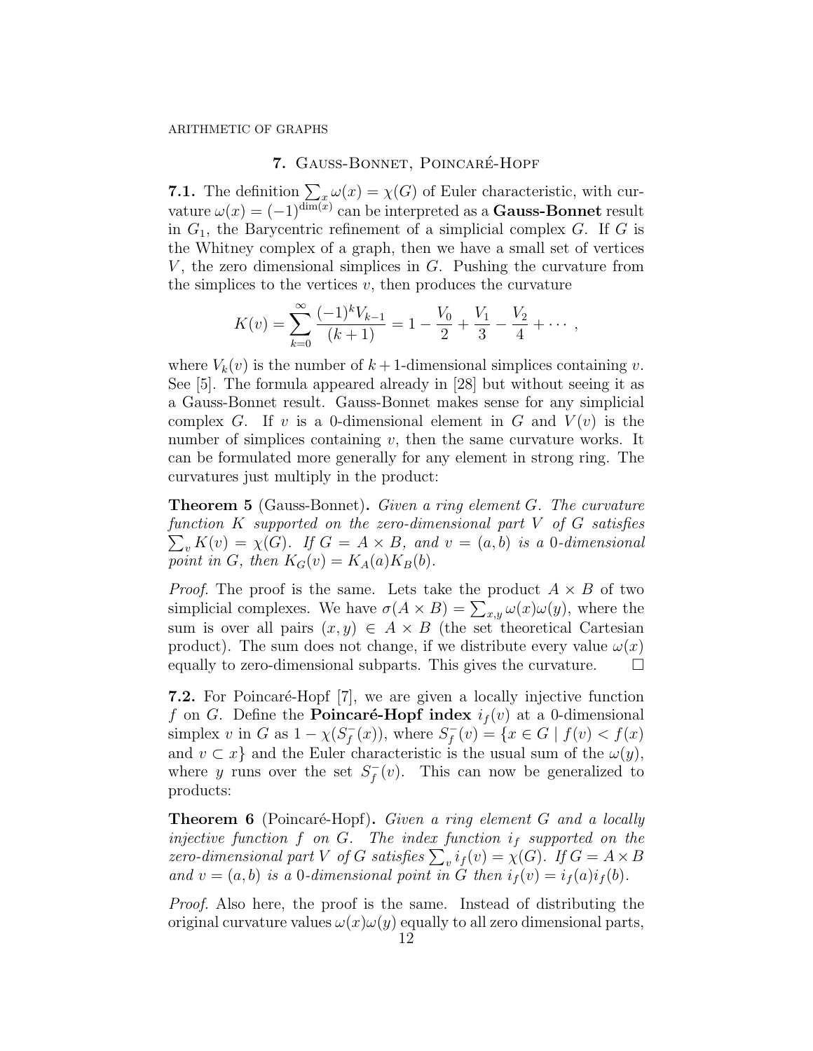## 7. Gauss-Bonnet, Poincaré-Hopf

**7.1.** The definition $\sum_x \omega(x) = \chi(G)$ of Euler characteristic, with curvature $\omega(x) = (-1)^{\dim(x)}$ can be interpreted as a **Gauss-Bonnet** result in $G_1$, the Barycentric refinement of a simplicial complex $G$. If $G$ is the Whitney complex of a graph, then we have a small set of vertices $V$, the zero dimensional simplices in $G$. Pushing the curvature from the simplices to the vertices $v$, then produces the curvature

$$K(v) = \sum_{k=0}^{\infty} \frac{(-1)^k V_{k-1}}{(k+1)} = 1 - \frac{V_0}{2} + \frac{V_1}{3} - \frac{V_2}{4} + \cdots ,$$

where $V_k(v)$ is the number of $k+1$-dimensional simplices containing $v$. See [5]. The formula appeared already in [28] but without seeing it as a Gauss-Bonnet result. Gauss-Bonnet makes sense for any simplicial complex $G$. If $v$ is a 0-dimensional element in $G$ and $V(v)$ is the number of simplices containing $v$, then the same curvature works. It can be formulated more generally for any element in strong ring. The curvatures just multiply in the product:

**Theorem 5** (Gauss-Bonnet)**.** *Given a ring element $G$. The curvature function $K$ supported on the zero-dimensional part $V$ of $G$ satisfies $\sum_v K(v) = \chi(G)$. If $G = A \times B$, and $v = (a, b)$ is a 0-dimensional point in $G$, then $K_G(v) = K_A(a)K_B(b)$.*

*Proof.* The proof is the same. Lets take the product $A \times B$ of two simplicial complexes. We have $\sigma(A \times B) = \sum_{x,y} \omega(x)\omega(y)$, where the sum is over all pairs $(x, y) \in A \times B$ (the set theoretical Cartesian product). The sum does not change, if we distribute every value $\omega(x)$ equally to zero-dimensional subparts. This gives the curvature. $\square$

**7.2.** For Poincaré-Hopf [7], we are given a locally injective function $f$ on $G$. Define the **Poincaré-Hopf index** $i_f(v)$ at a 0-dimensional simplex $v$ in $G$ as $1 - \chi(S_f^-(x))$, where $S_f^-(v) = \{x \in G \mid f(v) < f(x)$ and $v \subset x\}$ and the Euler characteristic is the usual sum of the $\omega(y)$, where $y$ runs over the set $S_f^-(v)$. This can now be generalized to products:

**Theorem 6** (Poincaré-Hopf)**.** *Given a ring element $G$ and a locally injective function $f$ on $G$. The index function $i_f$ supported on the zero-dimensional part $V$ of $G$ satisfies $\sum_v i_f(v) = \chi(G)$. If $G = A \times B$ and $v = (a, b)$ is a 0-dimensional point in $G$ then $i_f(v) = i_f(a)i_f(b)$.*

*Proof.* Also here, the proof is the same. Instead of distributing the original curvature values $\omega(x)\omega(y)$ equally to all zero dimensional parts,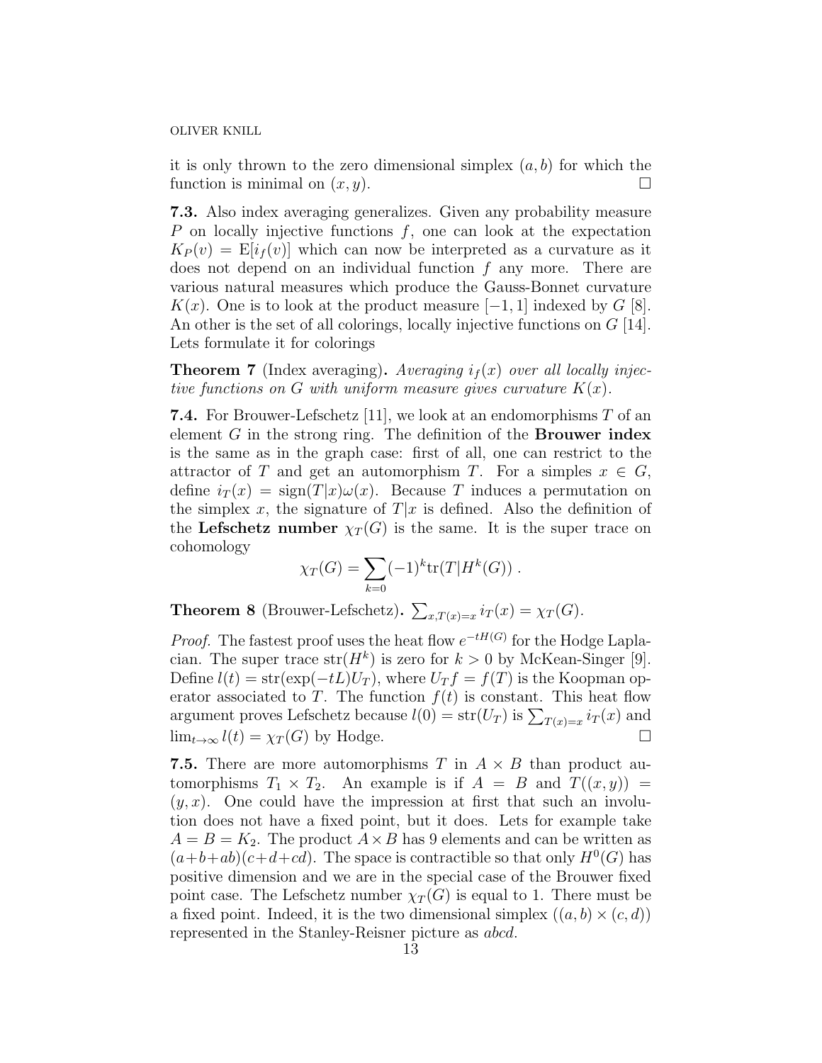it is only thrown to the zero dimensional simplex $(a, b)$ for which the function is minimal on $(x, y)$. $\square$

**7.3.** Also index averaging generalizes. Given any probability measure $P$ on locally injective functions $f$, one can look at the expectation $K_P(v) = \mathrm{E}[i_f(v)]$ which can now be interpreted as a curvature as it does not depend on an individual function $f$ any more. There are various natural measures which produce the Gauss-Bonnet curvature $K(x)$. One is to look at the product measure $[-1, 1]$ indexed by $G$ [8]. An other is the set of all colorings, locally injective functions on $G$ [14]. Lets formulate it for colorings

**Theorem 7** (Index averaging)**.** *Averaging $i_f(x)$ over all locally injective functions on $G$ with uniform measure gives curvature $K(x)$.*

**7.4.** For Brouwer-Lefschetz [11], we look at an endomorphisms $T$ of an element $G$ in the strong ring. The definition of the **Brouwer index** is the same as in the graph case: first of all, one can restrict to the attractor of $T$ and get an automorphism $T$. For a simples $x \in G$, define $i_T(x) = \mathrm{sign}(T|x)\omega(x)$. Because $T$ induces a permutation on the simplex $x$, the signature of $T|x$ is defined. Also the definition of the **Lefschetz number** $\chi_T(G)$ is the same. It is the super trace on cohomology

$$\chi_T(G) = \sum_{k=0} (-1)^k \mathrm{tr}(T|H^k(G)) \; .$$

**Theorem 8** (Brouwer-Lefschetz)**.** $\sum_{x, T(x)=x} i_T(x) = \chi_T(G)$.

*Proof.* The fastest proof uses the heat flow $e^{-tH(G)}$ for the Hodge Laplacian. The super trace $\mathrm{str}(H^k)$ is zero for $k > 0$ by McKean-Singer [9]. Define $l(t) = \mathrm{str}(\exp(-tL)U_T)$, where $U_T f = f(T)$ is the Koopman operator associated to $T$. The function $f(t)$ is constant. This heat flow argument proves Lefschetz because $l(0) = \mathrm{str}(U_T)$ is $\sum_{T(x)=x} i_T(x)$ and $\lim_{t \to \infty} l(t) = \chi_T(G)$ by Hodge. $\square$

**7.5.** There are more automorphisms $T$ in $A \times B$ than product automorphisms $T_1 \times T_2$. An example is if $A = B$ and $T((x, y)) = (y, x)$. One could have the impression at first that such an involution does not have a fixed point, but it does. Lets for example take $A = B = K_2$. The product $A \times B$ has 9 elements and can be written as $(a+b+ab)(c+d+cd)$. The space is contractible so that only $H^0(G)$ has positive dimension and we are in the special case of the Brouwer fixed point case. The Lefschetz number $\chi_T(G)$ is equal to 1. There must be a fixed point. Indeed, it is the two dimensional simplex $((a, b) \times (c, d))$ represented in the Stanley-Reisner picture as $abcd$.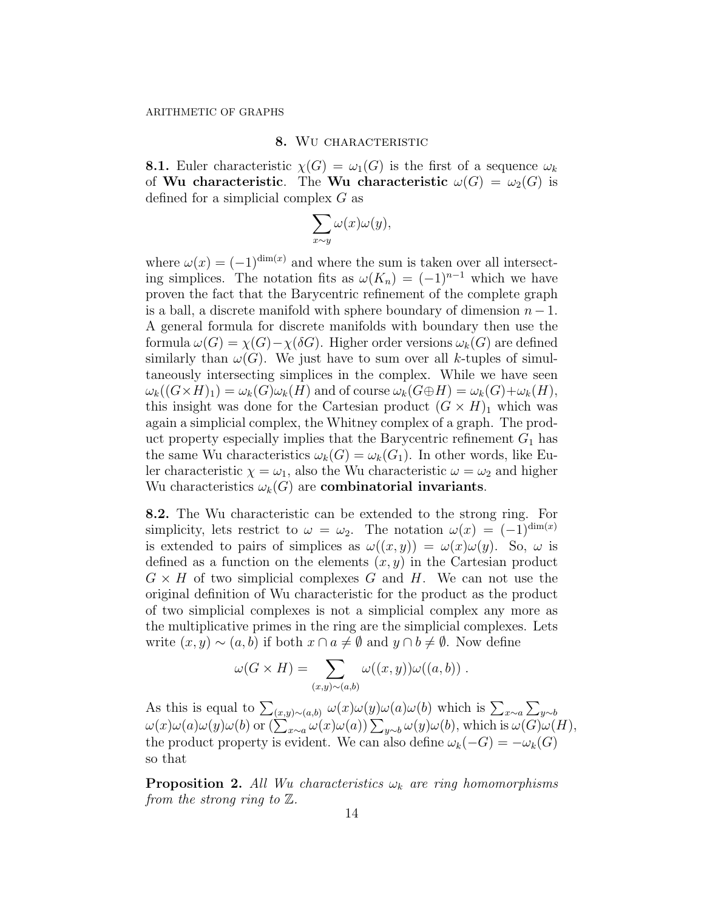## 8. Wu characteristic

**8.1.** Euler characteristic $\chi(G) = \omega_1(G)$ is the first of a sequence $\omega_k$ of **Wu characteristic**. The **Wu characteristic** $\omega(G) = \omega_2(G)$ is defined for a simplicial complex $G$ as

$$\sum_{x \sim y} \omega(x)\omega(y),$$

where $\omega(x) = (-1)^{\dim(x)}$ and where the sum is taken over all intersecting simplices. The notation fits as $\omega(K_n) = (-1)^{n-1}$ which we have proven the fact that the Barycentric refinement of the complete graph is a ball, a discrete manifold with sphere boundary of dimension $n-1$. A general formula for discrete manifolds with boundary then use the formula $\omega(G) = \chi(G) - \chi(\delta G)$. Higher order versions $\omega_k(G)$ are defined similarly than $\omega(G)$. We just have to sum over all $k$-tuples of simultaneously intersecting simplices in the complex. While we have seen $\omega_k((G \times H)_1) = \omega_k(G)\omega_k(H)$ and of course $\omega_k(G \oplus H) = \omega_k(G) + \omega_k(H)$, this insight was done for the Cartesian product $(G \times H)_1$ which was again a simplicial complex, the Whitney complex of a graph. The product property especially implies that the Barycentric refinement $G_1$ has the same Wu characteristics $\omega_k(G) = \omega_k(G_1)$. In other words, like Euler characteristic $\chi = \omega_1$, also the Wu characteristic $\omega = \omega_2$ and higher Wu characteristics $\omega_k(G)$ are **combinatorial invariants**.

**8.2.** The Wu characteristic can be extended to the strong ring. For simplicity, lets restrict to $\omega = \omega_2$. The notation $\omega(x) = (-1)^{\dim(x)}$ is extended to pairs of simplices as $\omega((x,y)) = \omega(x)\omega(y)$. So, $\omega$ is defined as a function on the elements $(x,y)$ in the Cartesian product $G \times H$ of two simplicial complexes $G$ and $H$. We can not use the original definition of Wu characteristic for the product as the product of two simplicial complexes is not a simplicial complex any more as the multiplicative primes in the ring are the simplicial complexes. Lets write $(x,y) \sim (a,b)$ if both $x \cap a \neq \emptyset$ and $y \cap b \neq \emptyset$. Now define

$$\omega(G \times H) = \sum_{(x,y) \sim (a,b)} \omega((x,y))\omega((a,b)) .$$

As this is equal to $\sum_{(x,y)\sim(a,b)} \omega(x)\omega(y)\omega(a)\omega(b)$ which is $\sum_{x \sim a} \sum_{y \sim b} \omega(x)\omega(a)\omega(y)\omega(b)$ or $(\sum_{x\sim a} \omega(x)\omega(a)) \sum_{y \sim b} \omega(y)\omega(b)$, which is $\omega(G)\omega(H)$, the product property is evident. We can also define $\omega_k(-G) = -\omega_k(G)$ so that

**Proposition 2.** *All Wu characteristics $\omega_k$ are ring homomorphisms from the strong ring to $\mathbb{Z}$.*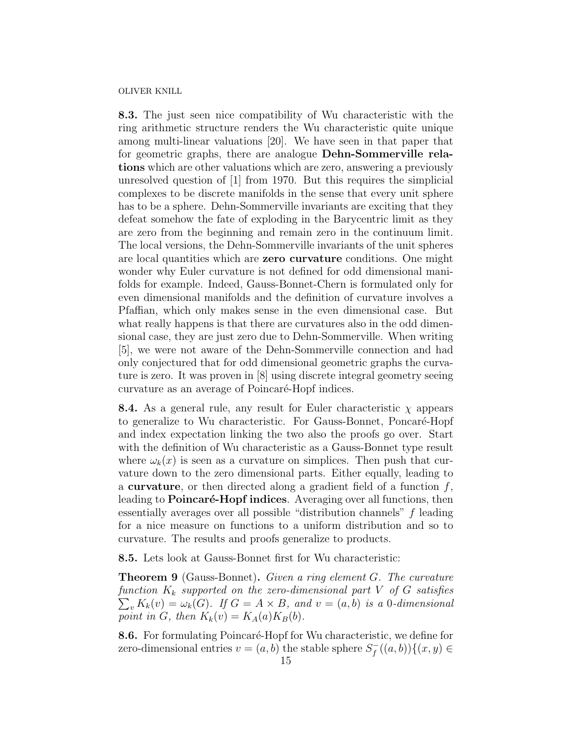**8.3.** The just seen nice compatibility of Wu characteristic with the ring arithmetic structure renders the Wu characteristic quite unique among multi-linear valuations [20]. We have seen in that paper that for geometric graphs, there are analogue **Dehn-Sommerville relations** which are other valuations which are zero, answering a previously unresolved question of [1] from 1970. But this requires the simplicial complexes to be discrete manifolds in the sense that every unit sphere has to be a sphere. Dehn-Sommerville invariants are exciting that they defeat somehow the fate of exploding in the Barycentric limit as they are zero from the beginning and remain zero in the continuum limit. The local versions, the Dehn-Sommerville invariants of the unit spheres are local quantities which are **zero curvature** conditions. One might wonder why Euler curvature is not defined for odd dimensional manifolds for example. Indeed, Gauss-Bonnet-Chern is formulated only for even dimensional manifolds and the definition of curvature involves a Pfaffian, which only makes sense in the even dimensional case. But what really happens is that there are curvatures also in the odd dimensional case, they are just zero due to Dehn-Sommerville. When writing [5], we were not aware of the Dehn-Sommerville connection and had only conjectured that for odd dimensional geometric graphs the curvature is zero. It was proven in [8] using discrete integral geometry seeing curvature as an average of Poincaré-Hopf indices.

**8.4.** As a general rule, any result for Euler characteristic $\chi$ appears to generalize to Wu characteristic. For Gauss-Bonnet, Poincaré-Hopf and index expectation linking the two also the proofs go over. Start with the definition of Wu characteristic as a Gauss-Bonnet type result where $\omega_k(x)$ is seen as a curvature on simplices. Then push that curvature down to the zero dimensional parts. Either equally, leading to a **curvature**, or then directed along a gradient field of a function $f$, leading to **Poincaré-Hopf indices**. Averaging over all functions, then essentially averages over all possible "distribution channels" $f$ leading for a nice measure on functions to a uniform distribution and so to curvature. The results and proofs generalize to products.

**8.5.** Lets look at Gauss-Bonnet first for Wu characteristic:

**Theorem 9** (Gauss-Bonnet). *Given a ring element $G$. The curvature function $K_k$ supported on the zero-dimensional part $V$ of $G$ satisfies $\sum_v K_k(v) = \omega_k(G)$. If $G = A \times B$, and $v = (a, b)$ is a 0-dimensional point in $G$, then $K_k(v) = K_A(a)K_B(b)$.*

**8.6.** For formulating Poincaré-Hopf for Wu characteristic, we define for zero-dimensional entries $v = (a, b)$ the stable sphere $S_f^-((a, b))\{(x, y) \in$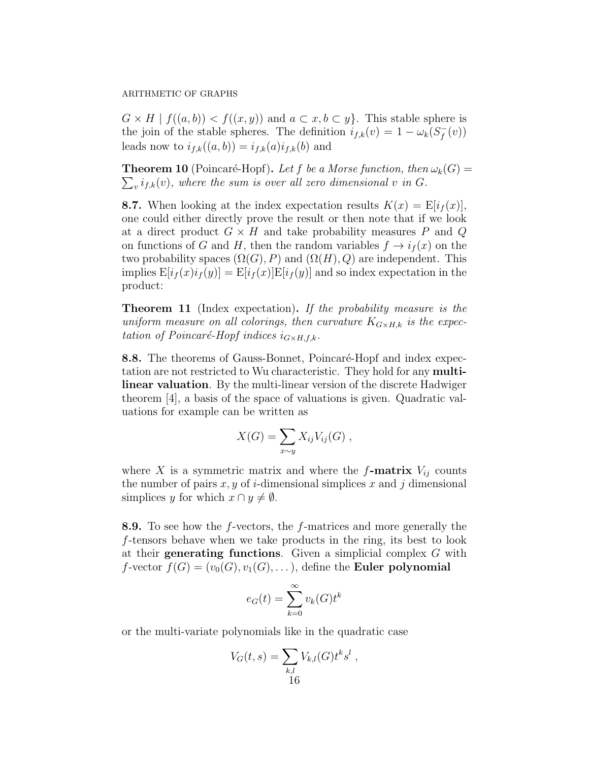$G \times H \mid f((a,b)) < f((x,y))$ and $a \subset x, b \subset y\}$. This stable sphere is the join of the stable spheres. The definition $i_{f,k}(v) = 1 - \omega_k(S^-_f(v))$ leads now to $i_{f,k}((a,b)) = i_{f,k}(a) i_{f,k}(b)$ and

**Theorem 10** (Poincaré-Hopf)**.** *Let $f$ be a Morse function, then $\omega_k(G) = \sum_v i_{f,k}(v)$, where the sum is over all zero dimensional $v$ in $G$.*

**8.7.** When looking at the index expectation results $K(x) = \mathrm{E}[i_f(x)]$, one could either directly prove the result or then note that if we look at a direct product $G \times H$ and take probability measures $P$ and $Q$ on functions of $G$ and $H$, then the random variables $f \to i_f(x)$ on the two probability spaces $(\Omega(G), P)$ and $(\Omega(H), Q)$ are independent. This implies $\mathrm{E}[i_f(x) i_f(y)] = \mathrm{E}[i_f(x)]\mathrm{E}[i_f(y)]$ and so index expectation in the product:

**Theorem 11** (Index expectation)**.** *If the probability measure is the uniform measure on all colorings, then curvature $K_{G \times H,k}$ is the expectation of Poincaré-Hopf indices $i_{G \times H,f,k}$.*

**8.8.** The theorems of Gauss-Bonnet, Poincaré-Hopf and index expectation are not restricted to Wu characteristic. They hold for any **multi-linear valuation**. By the multi-linear version of the discrete Hadwiger theorem [4], a basis of the space of valuations is given. Quadratic valuations for example can be written as

$$X(G) = \sum_{x \sim y} X_{ij} V_{ij}(G) ,$$

where $X$ is a symmetric matrix and where the **$f$-matrix** $V_{ij}$ counts the number of pairs $x, y$ of $i$-dimensional simplices $x$ and $j$ dimensional simplices $y$ for which $x \cap y \neq \emptyset$.

**8.9.** To see how the $f$-vectors, the $f$-matrices and more generally the $f$-tensors behave when we take products in the ring, its best to look at their **generating functions**. Given a simplicial complex $G$ with $f$-vector $f(G) = (v_0(G), v_1(G), \dots)$, define the **Euler polynomial**

$$e_G(t) = \sum_{k=0}^{\infty} v_k(G) t^k$$

or the multi-variate polynomials like in the quadratic case

$$V_G(t,s) = \sum_{k,l} V_{k,l}(G) t^k s^l ,$$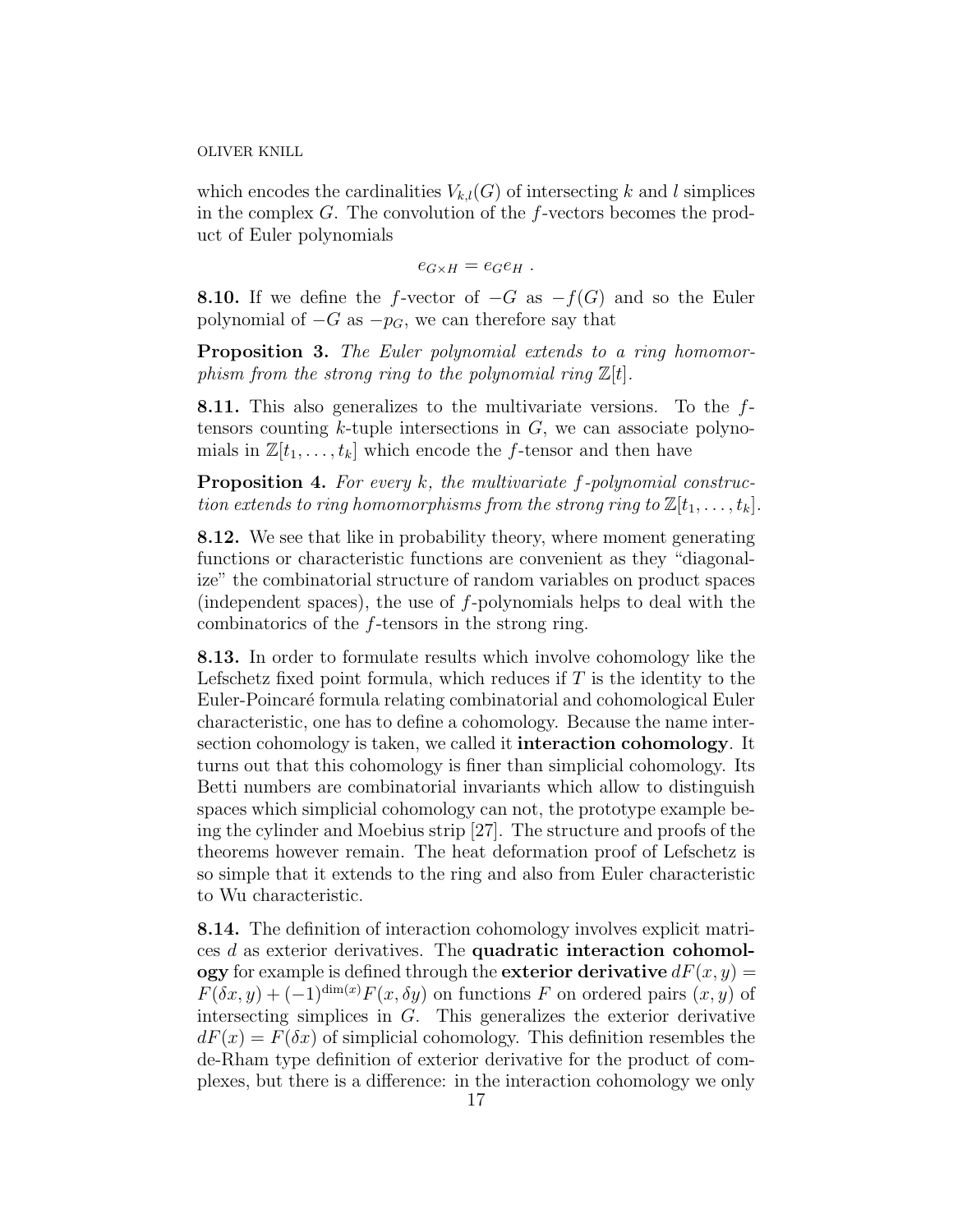which encodes the cardinalities $V_{k,l}(G)$ of intersecting $k$ and $l$ simplices in the complex $G$. The convolution of the $f$-vectors becomes the product of Euler polynomials

$$e_{G\times H} = e_G e_H \ .$$

**8.10.** If we define the $f$-vector of $-G$ as $-f(G)$ and so the Euler polynomial of $-G$ as $-p_G$, we can therefore say that

**Proposition 3.** *The Euler polynomial extends to a ring homomorphism from the strong ring to the polynomial ring $\mathbb{Z}[t]$.*

**8.11.** This also generalizes to the multivariate versions. To the $f$-tensors counting $k$-tuple intersections in $G$, we can associate polynomials in $\mathbb{Z}[t_1,\dots,t_k]$ which encode the $f$-tensor and then have

**Proposition 4.** *For every $k$, the multivariate $f$-polynomial construction extends to ring homomorphisms from the strong ring to $\mathbb{Z}[t_1,\dots,t_k]$.*

**8.12.** We see that like in probability theory, where moment generating functions or characteristic functions are convenient as they "diagonalize" the combinatorial structure of random variables on product spaces (independent spaces), the use of $f$-polynomials helps to deal with the combinatorics of the $f$-tensors in the strong ring.

**8.13.** In order to formulate results which involve cohomology like the Lefschetz fixed point formula, which reduces if $T$ is the identity to the Euler-Poincaré formula relating combinatorial and cohomological Euler characteristic, one has to define a cohomology. Because the name intersection cohomology is taken, we called it **interaction cohomology**. It turns out that this cohomology is finer than simplicial cohomology. Its Betti numbers are combinatorial invariants which allow to distinguish spaces which simplicial cohomology can not, the prototype example being the cylinder and Moebius strip [27]. The structure and proofs of the theorems however remain. The heat deformation proof of Lefschetz is so simple that it extends to the ring and also from Euler characteristic to Wu characteristic.

**8.14.** The definition of interaction cohomology involves explicit matrices $d$ as exterior derivatives. The **quadratic interaction cohomology** for example is defined through the **exterior derivative** $dF(x,y) = F(\delta x, y) + (-1)^{\dim(x)} F(x, \delta y)$ on functions $F$ on ordered pairs $(x,y)$ of intersecting simplices in $G$. This generalizes the exterior derivative $dF(x) = F(\delta x)$ of simplicial cohomology. This definition resembles the de-Rham type definition of exterior derivative for the product of complexes, but there is a difference: in the interaction cohomology we only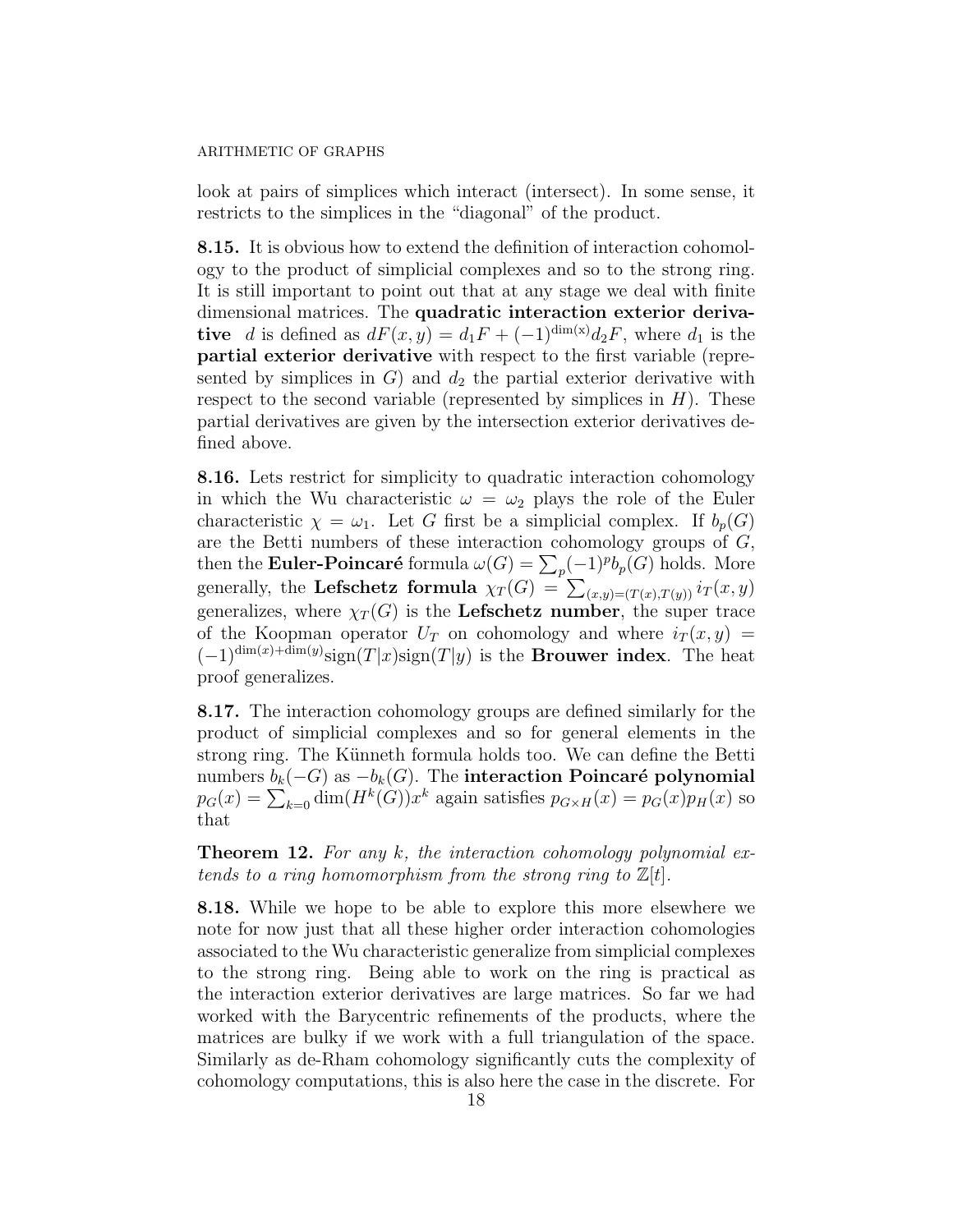look at pairs of simplices which interact (intersect). In some sense, it restricts to the simplices in the "diagonal" of the product.

**8.15.** It is obvious how to extend the definition of interaction cohomology to the product of simplicial complexes and so to the strong ring. It is still important to point out that at any stage we deal with finite dimensional matrices. The **quadratic interaction exterior derivative** $d$ is defined as $dF(x,y) = d_1 F + (-1)^{\dim(x)} d_2 F$, where $d_1$ is the **partial exterior derivative** with respect to the first variable (represented by simplices in $G$) and $d_2$ the partial exterior derivative with respect to the second variable (represented by simplices in $H$). These partial derivatives are given by the intersection exterior derivatives defined above.

**8.16.** Lets restrict for simplicity to quadratic interaction cohomology in which the Wu characteristic $\omega = \omega_2$ plays the role of the Euler characteristic $\chi = \omega_1$. Let $G$ first be a simplicial complex. If $b_p(G)$ are the Betti numbers of these interaction cohomology groups of $G$, then the **Euler-Poincaré** formula $\omega(G) = \sum_p (-1)^p b_p(G)$ holds. More generally, the **Lefschetz formula** $\chi_T(G) = \sum_{(x,y)=(T(x),T(y))} i_T(x,y)$ generalizes, where $\chi_T(G)$ is the **Lefschetz number**, the super trace of the Koopman operator $U_T$ on cohomology and where $i_T(x,y) = (-1)^{\dim(x)+\dim(y)} \text{sign}(T|x)\text{sign}(T|y)$ is the **Brouwer index**. The heat proof generalizes.

**8.17.** The interaction cohomology groups are defined similarly for the product of simplicial complexes and so for general elements in the strong ring. The Künneth formula holds too. We can define the Betti numbers $b_k(-G)$ as $-b_k(G)$. The **interaction Poincaré polynomial** $p_G(x) = \sum_{k=0} \dim(H^k(G)) x^k$ again satisfies $p_{G\times H}(x) = p_G(x) p_H(x)$ so that

**Theorem 12.** *For any $k$, the interaction cohomology polynomial extends to a ring homomorphism from the strong ring to $\mathbb{Z}[t]$.*

**8.18.** While we hope to be able to explore this more elsewhere we note for now just that all these higher order interaction cohomologies associated to the Wu characteristic generalize from simplicial complexes to the strong ring. Being able to work on the ring is practical as the interaction exterior derivatives are large matrices. So far we had worked with the Barycentric refinements of the products, where the matrices are bulky if we work with a full triangulation of the space. Similarly as de-Rham cohomology significantly cuts the complexity of cohomology computations, this is also here the case in the discrete. For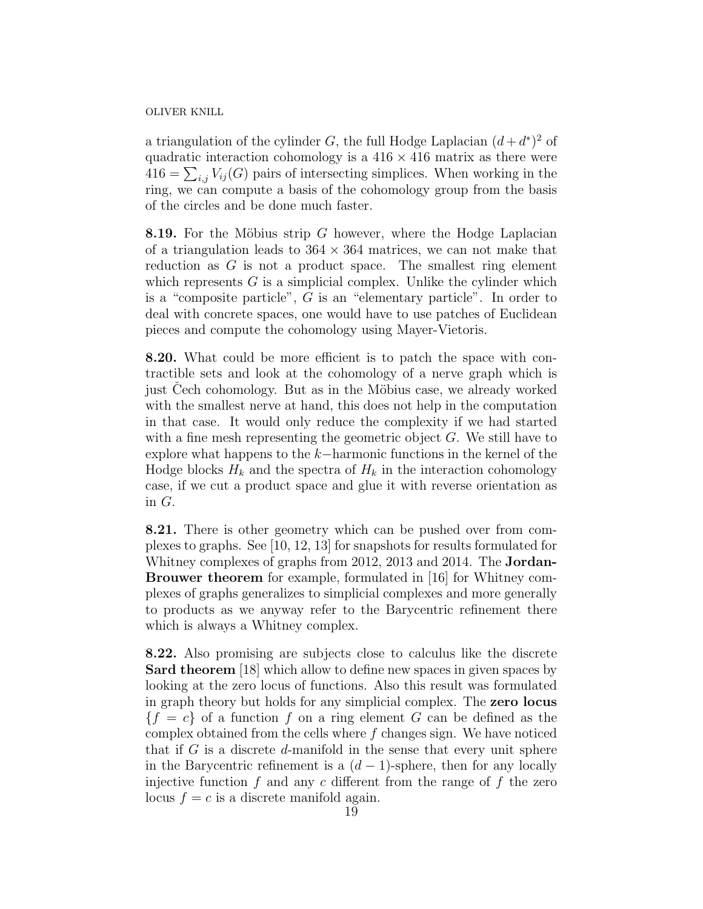a triangulation of the cylinder $G$, the full Hodge Laplacian $(d+d^*)^2$ of quadratic interaction cohomology is a $416 \times 416$ matrix as there were $416 = \sum_{i,j} V_{ij}(G)$ pairs of intersecting simplices. When working in the ring, we can compute a basis of the cohomology group from the basis of the circles and be done much faster.

**8.19.** For the Möbius strip $G$ however, where the Hodge Laplacian of a triangulation leads to $364 \times 364$ matrices, we can not make that reduction as $G$ is not a product space. The smallest ring element which represents $G$ is a simplicial complex. Unlike the cylinder which is a "composite particle", $G$ is an "elementary particle". In order to deal with concrete spaces, one would have to use patches of Euclidean pieces and compute the cohomology using Mayer-Vietoris.

**8.20.** What could be more efficient is to patch the space with contractible sets and look at the cohomology of a nerve graph which is just Čech cohomology. But as in the Möbius case, we already worked with the smallest nerve at hand, this does not help in the computation in that case. It would only reduce the complexity if we had started with a fine mesh representing the geometric object $G$. We still have to explore what happens to the $k-$harmonic functions in the kernel of the Hodge blocks $H_k$ and the spectra of $H_k$ in the interaction cohomology case, if we cut a product space and glue it with reverse orientation as in $G$.

**8.21.** There is other geometry which can be pushed over from complexes to graphs. See [10, 12, 13] for snapshots for results formulated for Whitney complexes of graphs from 2012, 2013 and 2014. The **Jordan-Brouwer theorem** for example, formulated in [16] for Whitney complexes of graphs generalizes to simplicial complexes and more generally to products as we anyway refer to the Barycentric refinement there which is always a Whitney complex.

**8.22.** Also promising are subjects close to calculus like the discrete **Sard theorem** [18] which allow to define new spaces in given spaces by looking at the zero locus of functions. Also this result was formulated in graph theory but holds for any simplicial complex. The **zero locus** $\{f = c\}$ of a function $f$ on a ring element $G$ can be defined as the complex obtained from the cells where $f$ changes sign. We have noticed that if $G$ is a discrete $d$-manifold in the sense that every unit sphere in the Barycentric refinement is a $(d-1)$-sphere, then for any locally injective function $f$ and any $c$ different from the range of $f$ the zero locus $f = c$ is a discrete manifold again.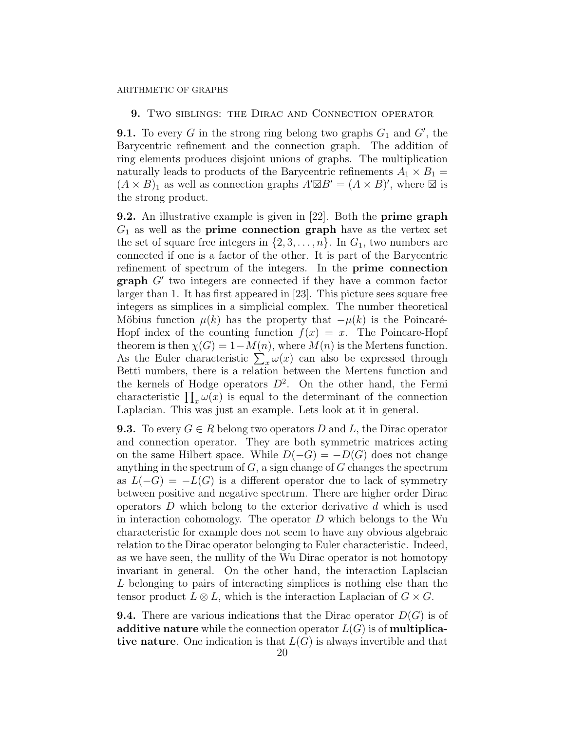## 9. Two siblings: the Dirac and Connection operator

**9.1.** To every $G$ in the strong ring belong two graphs $G_1$ and $G'$, the Barycentric refinement and the connection graph. The addition of ring elements produces disjoint unions of graphs. The multiplication naturally leads to products of the Barycentric refinements $A_1 \times B_1 = (A \times B)_1$ as well as connection graphs $A' \boxtimes B' = (A \times B)'$, where $\boxtimes$ is the strong product.

**9.2.** An illustrative example is given in [22]. Both the **prime graph** $G_1$ as well as the **prime connection graph** have as the vertex set the set of square free integers in $\{2, 3, \dots, n\}$. In $G_1$, two numbers are connected if one is a factor of the other. It is part of the Barycentric refinement of spectrum of the integers. In the **prime connection graph** $G'$ two integers are connected if they have a common factor larger than 1. It has first appeared in [23]. This picture sees square free integers as simplices in a simplicial complex. The number theoretical Möbius function $\mu(k)$ has the property that $-\mu(k)$ is the Poincaré-Hopf index of the counting function $f(x) = x$. The Poincare-Hopf theorem is then $\chi(G) = 1 - M(n)$, where $M(n)$ is the Mertens function. As the Euler characteristic $\sum_x \omega(x)$ can also be expressed through Betti numbers, there is a relation between the Mertens function and the kernels of Hodge operators $D^2$. On the other hand, the Fermi characteristic $\prod_x \omega(x)$ is equal to the determinant of the connection Laplacian. This was just an example. Lets look at it in general.

**9.3.** To every $G \in R$ belong two operators $D$ and $L$, the Dirac operator and connection operator. They are both symmetric matrices acting on the same Hilbert space. While $D(-G) = -D(G)$ does not change anything in the spectrum of $G$, a sign change of $G$ changes the spectrum as $L(-G) = -L(G)$ is a different operator due to lack of symmetry between positive and negative spectrum. There are higher order Dirac operators $D$ which belong to the exterior derivative $d$ which is used in interaction cohomology. The operator $D$ which belongs to the Wu characteristic for example does not seem to have any obvious algebraic relation to the Dirac operator belonging to Euler characteristic. Indeed, as we have seen, the nullity of the Wu Dirac operator is not homotopy invariant in general. On the other hand, the interaction Laplacian $L$ belonging to pairs of interacting simplices is nothing else than the tensor product $L \otimes L$, which is the interaction Laplacian of $G \times G$.

**9.4.** There are various indications that the Dirac operator $D(G)$ is of **additive nature** while the connection operator $L(G)$ is of **multiplicative nature**. One indication is that $L(G)$ is always invertible and that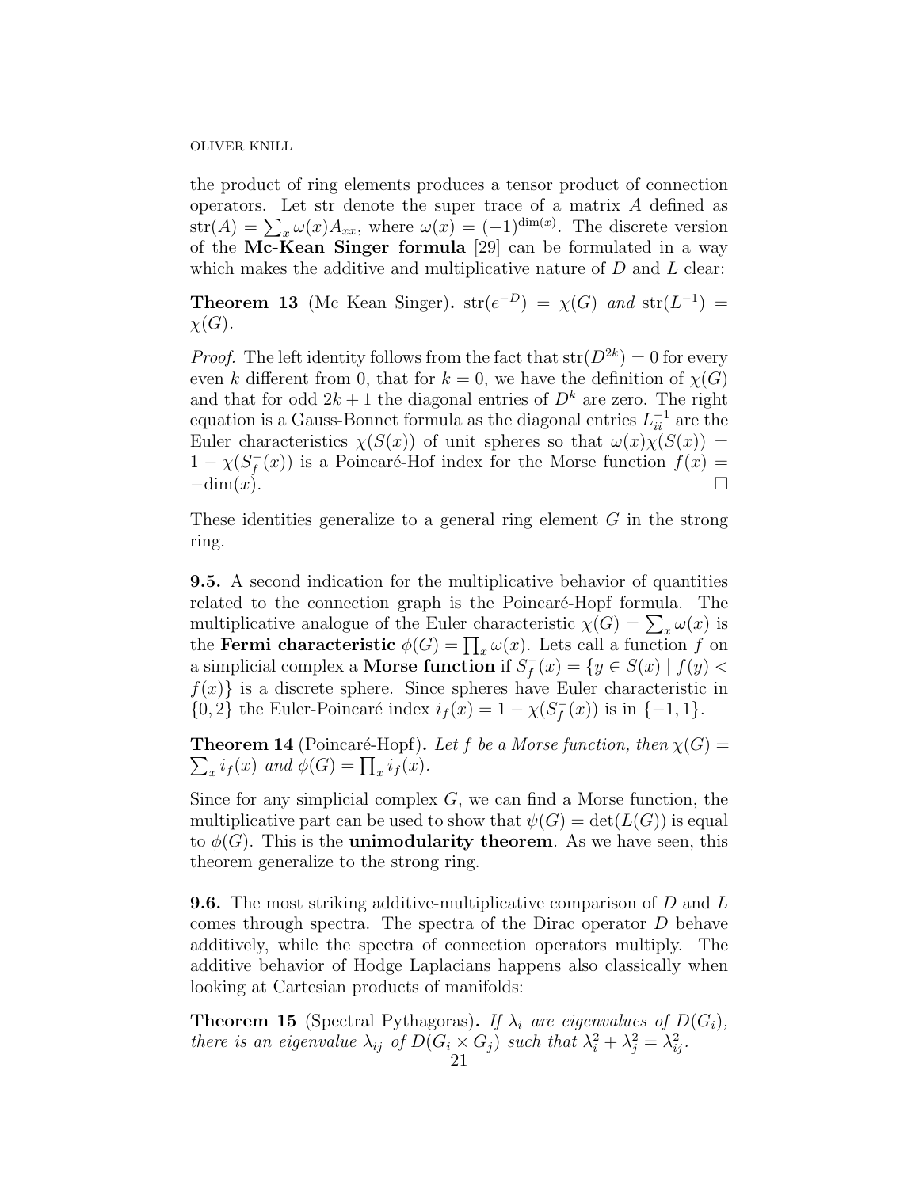the product of ring elements produces a tensor product of connection operators. Let str denote the super trace of a matrix $A$ defined as $\mathrm{str}(A) = \sum_x \omega(x) A_{xx}$, where $\omega(x) = (-1)^{\dim(x)}$. The discrete version of the **Mc-Kean Singer formula** [29] can be formulated in a way which makes the additive and multiplicative nature of $D$ and $L$ clear:

**Theorem 13** (Mc Kean Singer)**.** *$\mathrm{str}(e^{-D}) = \chi(G)$ and $\mathrm{str}(L^{-1}) = \chi(G)$.*

*Proof.* The left identity follows from the fact that $\mathrm{str}(D^{2k}) = 0$ for every even $k$ different from 0, that for $k=0$, we have the definition of $\chi(G)$ and that for odd $2k+1$ the diagonal entries of $D^k$ are zero. The right equation is a Gauss-Bonnet formula as the diagonal entries $L^{-1}_{ii}$ are the Euler characteristics $\chi(S(x))$ of unit spheres so that $\omega(x)\chi(S(x)) = 1 - \chi(S^-_f(x))$ is a Poincaré-Hof index for the Morse function $f(x) = -\dim(x)$. □

These identities generalize to a general ring element $G$ in the strong ring.

**9.5.** A second indication for the multiplicative behavior of quantities related to the connection graph is the Poincaré-Hopf formula. The multiplicative analogue of the Euler characteristic $\chi(G) = \sum_x \omega(x)$ is the **Fermi characteristic** $\phi(G) = \prod_x \omega(x)$. Lets call a function $f$ on a simplicial complex a **Morse function** if $S^-_f(x) = \{y \in S(x) \mid f(y) < f(x)\}$ is a discrete sphere. Since spheres have Euler characteristic in $\{0,2\}$ the Euler-Poincaré index $i_f(x) = 1 - \chi(S^-_f(x))$ is in $\{-1,1\}$.

**Theorem 14** (Poincaré-Hopf)**.** *Let $f$ be a Morse function, then $\chi(G) = \sum_x i_f(x)$ and $\phi(G) = \prod_x i_f(x)$.*

Since for any simplicial complex $G$, we can find a Morse function, the multiplicative part can be used to show that $\psi(G) = \det(L(G))$ is equal to $\phi(G)$. This is the **unimodularity theorem**. As we have seen, this theorem generalize to the strong ring.

**9.6.** The most striking additive-multiplicative comparison of $D$ and $L$ comes through spectra. The spectra of the Dirac operator $D$ behave additively, while the spectra of connection operators multiply. The additive behavior of Hodge Laplacians happens also classically when looking at Cartesian products of manifolds:

**Theorem 15** (Spectral Pythagoras)**.** *If $\lambda_i$ are eigenvalues of $D(G_i)$, there is an eigenvalue $\lambda_{ij}$ of $D(G_i \times G_j)$ such that $\lambda_i^2 + \lambda_j^2 = \lambda_{ij}^2$.*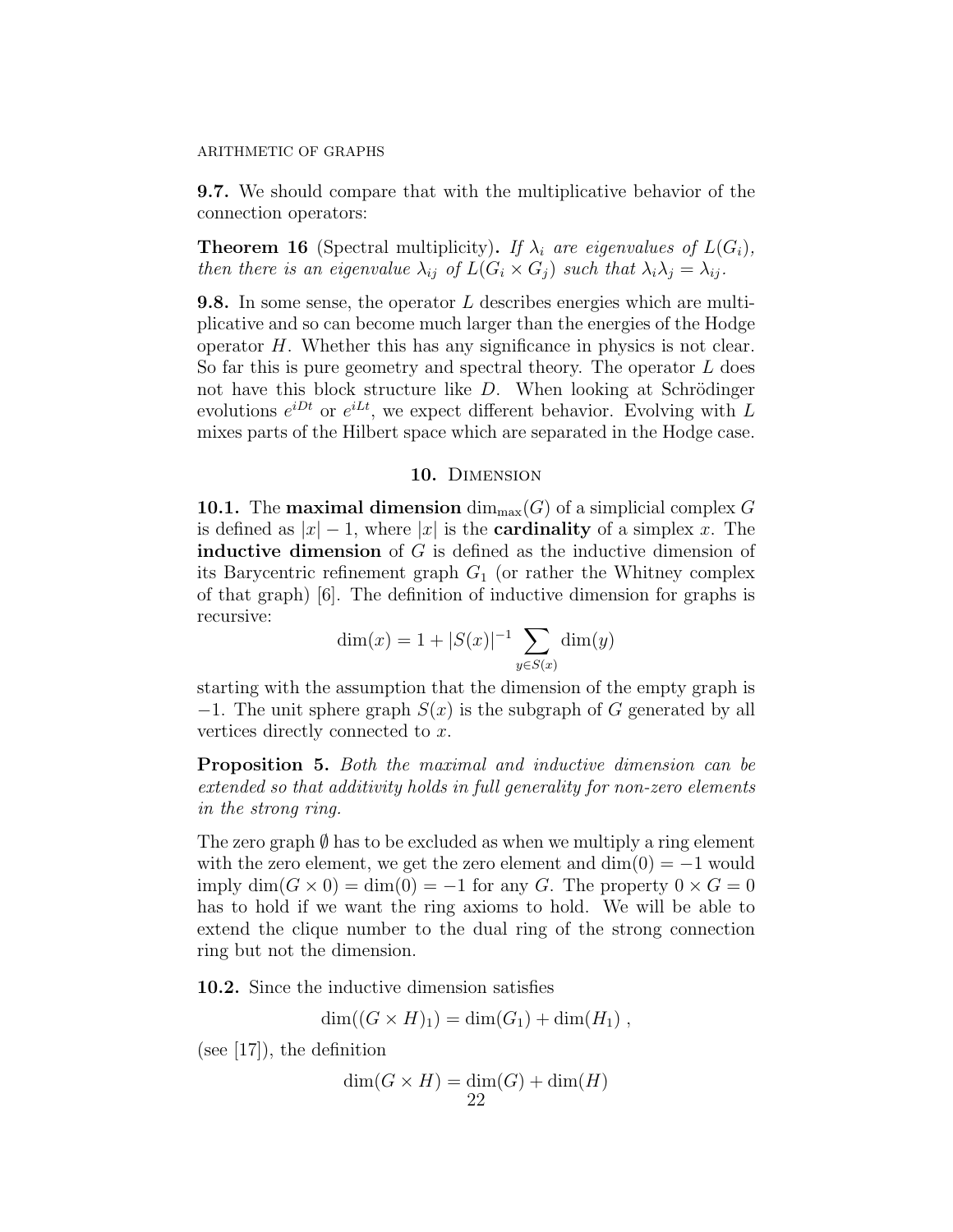**9.7.** We should compare that with the multiplicative behavior of the connection operators:

**Theorem 16** (Spectral multiplicity)**.** *If $\lambda_i$ are eigenvalues of $L(G_i)$, then there is an eigenvalue $\lambda_{ij}$ of $L(G_i \times G_j)$ such that $\lambda_i \lambda_j = \lambda_{ij}$.*

**9.8.** In some sense, the operator $L$ describes energies which are multiplicative and so can become much larger than the energies of the Hodge operator $H$. Whether this has any significance in physics is not clear. So far this is pure geometry and spectral theory. The operator $L$ does not have this block structure like $D$. When looking at Schrödinger evolutions $e^{iDt}$ or $e^{iLt}$, we expect different behavior. Evolving with $L$ mixes parts of the Hilbert space which are separated in the Hodge case.

## 10. Dimension

**10.1.** The **maximal dimension** $\dim_{\max}(G)$ of a simplicial complex $G$ is defined as $|x| - 1$, where $|x|$ is the **cardinality** of a simplex $x$. The **inductive dimension** of $G$ is defined as the inductive dimension of its Barycentric refinement graph $G_1$ (or rather the Whitney complex of that graph) [6]. The definition of inductive dimension for graphs is recursive:

$$\dim(x) = 1 + |S(x)|^{-1} \sum_{y \in S(x)} \dim(y)$$

starting with the assumption that the dimension of the empty graph is $-1$. The unit sphere graph $S(x)$ is the subgraph of $G$ generated by all vertices directly connected to $x$.

**Proposition 5.** *Both the maximal and inductive dimension can be extended so that additivity holds in full generality for non-zero elements in the strong ring.*

The zero graph $\emptyset$ has to be excluded as when we multiply a ring element with the zero element, we get the zero element and $\dim(0) = -1$ would imply $\dim(G \times 0) = \dim(0) = -1$ for any $G$. The property $0 \times G = 0$ has to hold if we want the ring axioms to hold. We will be able to extend the clique number to the dual ring of the strong connection ring but not the dimension.

**10.2.** Since the inductive dimension satisfies

$$\dim((G \times H)_1) = \dim(G_1) + \dim(H_1) ,$$

(see [17]), the definition

$$\dim(G \times H) = \dim(G) + \dim(H)$$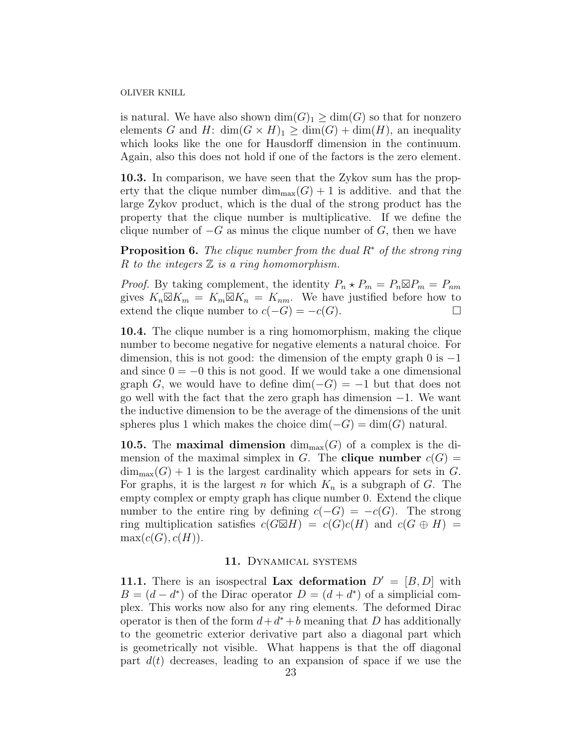is natural. We have also shown $\dim(G)_1 \geq \dim(G)$ so that for nonzero elements $G$ and $H$: $\dim(G \times H)_1 \geq \dim(G) + \dim(H)$, an inequality which looks like the one for Hausdorff dimension in the continuum. Again, also this does not hold if one of the factors is the zero element.

**10.3.** In comparison, we have seen that the Zykov sum has the property that the clique number $\dim_{\max}(G) + 1$ is additive. and that the large Zykov product, which is the dual of the strong product has the property that the clique number is multiplicative. If we define the clique number of $-G$ as minus the clique number of $G$, then we have

**Proposition 6.** *The clique number from the dual $R^*$ of the strong ring $R$ to the integers $\mathbb{Z}$ is a ring homomorphism.*

*Proof.* By taking complement, the identity $P_n \star P_m = P_n \boxtimes P_m = P_{nm}$ gives $K_n \boxtimes K_m = K_m \boxtimes K_n = K_{nm}$. We have justified before how to extend the clique number to $c(-G) = -c(G)$. $\square$

**10.4.** The clique number is a ring homomorphism, making the clique number to become negative for negative elements a natural choice. For dimension, this is not good: the dimension of the empty graph 0 is $-1$ and since $0 = -0$ this is not good. If we would take a one dimensional graph $G$, we would have to define $\dim(-G) = -1$ but that does not go well with the fact that the zero graph has dimension $-1$. We want the inductive dimension to be the average of the dimensions of the unit spheres plus 1 which makes the choice $\dim(-G) = \dim(G)$ natural.

**10.5.** The **maximal dimension** $\dim_{\max}(G)$ of a complex is the dimension of the maximal simplex in $G$. The **clique number** $c(G) = \dim_{\max}(G) + 1$ is the largest cardinality which appears for sets in $G$. For graphs, it is the largest $n$ for which $K_n$ is a subgraph of $G$. The empty complex or empty graph has clique number 0. Extend the clique number to the entire ring by defining $c(-G) = -c(G)$. The strong ring multiplication satisfies $c(G \boxtimes H) = c(G)c(H)$ and $c(G \oplus H) = \max(c(G), c(H))$.

## 11. Dynamical systems

**11.1.** There is an isospectral **Lax deformation** $D' = [B, D]$ with $B = (d - d^*)$ of the Dirac operator $D = (d + d^*)$ of a simplicial complex. This works now also for any ring elements. The deformed Dirac operator is then of the form $d + d^* + b$ meaning that $D$ has additionally to the geometric exterior derivative part also a diagonal part which is geometrically not visible. What happens is that the off diagonal part $d(t)$ decreases, leading to an expansion of space if we use the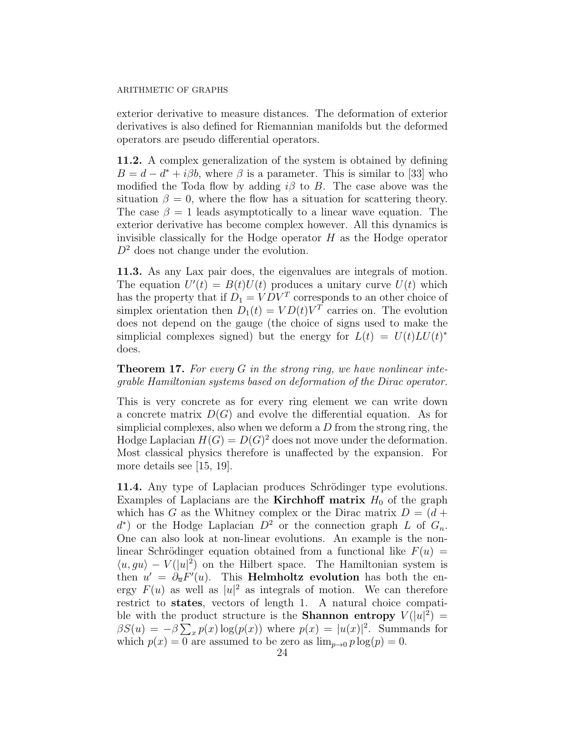exterior derivative to measure distances. The deformation of exterior derivatives is also defined for Riemannian manifolds but the deformed operators are pseudo differential operators.

**11.2.** A complex generalization of the system is obtained by defining $B = d - d^* + i\beta b$, where $\beta$ is a parameter. This is similar to [33] who modified the Toda flow by adding $i\beta$ to $B$. The case above was the situation $\beta = 0$, where the flow has a situation for scattering theory. The case $\beta = 1$ leads asymptotically to a linear wave equation. The exterior derivative has become complex however. All this dynamics is invisible classically for the Hodge operator $H$ as the Hodge operator $D^2$ does not change under the evolution.

**11.3.** As any Lax pair does, the eigenvalues are integrals of motion. The equation $U'(t) = B(t)U(t)$ produces a unitary curve $U(t)$ which has the property that if $D_1 = VDV^T$ corresponds to an other choice of simplex orientation then $D_1(t) = VD(t)V^T$ carries on. The evolution does not depend on the gauge (the choice of signs used to make the simplicial complexes signed) but the energy for $L(t) = U(t)LU(t)^*$ does.

**Theorem 17.** *For every $G$ in the strong ring, we have nonlinear integrable Hamiltonian systems based on deformation of the Dirac operator.*

This is very concrete as for every ring element we can write down a concrete matrix $D(G)$ and evolve the differential equation. As for simplicial complexes, also when we deform a $D$ from the strong ring, the Hodge Laplacian $H(G) = D(G)^2$ does not move under the deformation. Most classical physics therefore is unaffected by the expansion. For more details see [15, 19].

**11.4.** Any type of Laplacian produces Schrödinger type evolutions. Examples of Laplacians are the **Kirchhoff matrix** $H_0$ of the graph which has $G$ as the Whitney complex or the Dirac matrix $D = (d + d^*)$ or the Hodge Laplacian $D^2$ or the connection graph $L$ of $G_n$. One can also look at non-linear evolutions. An example is the non-linear Schrödinger equation obtained from a functional like $F(u) = \langle u, gu \rangle - V(|u|^2)$ on the Hilbert space. The Hamiltonian system is then $u' = \partial_{\overline{u}} F'(u)$. This **Helmholtz evolution** has both the energy $F(u)$ as well as $|u|^2$ as integrals of motion. We can therefore restrict to **states**, vectors of length 1. A natural choice compatible with the product structure is the **Shannon entropy** $V(|u|^2) = \beta S(u) = -\beta \sum_x p(x) \log(p(x))$ where $p(x) = |u(x)|^2$. Summands for which $p(x) = 0$ are assumed to be zero as $\lim_{p \to 0} p \log(p) = 0$.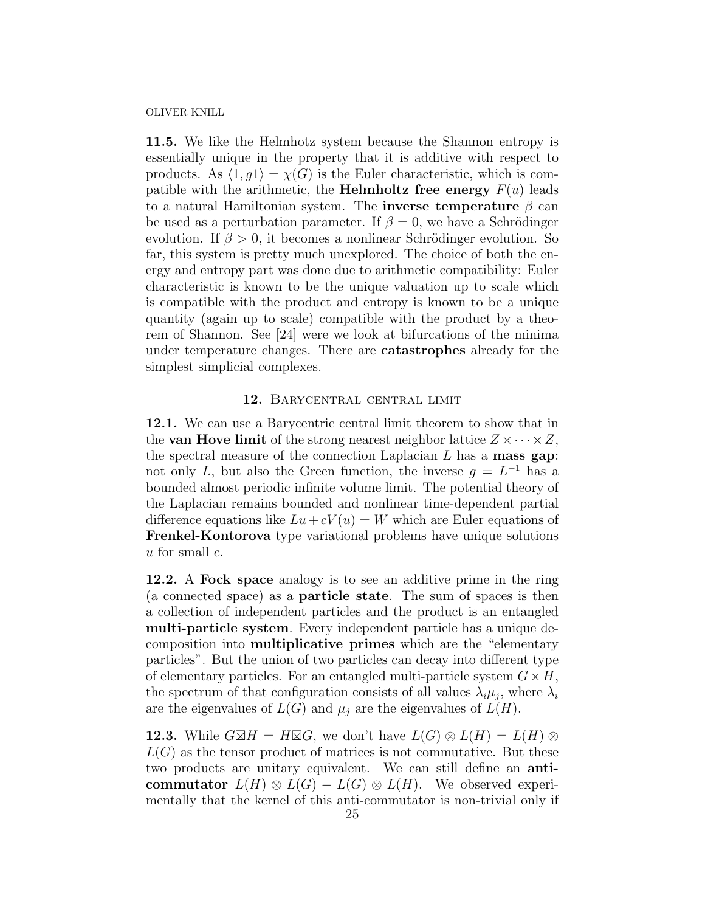**11.5.** We like the Helmhotz system because the Shannon entropy is essentially unique in the property that it is additive with respect to products. As $\langle 1, g1 \rangle = \chi(G)$ is the Euler characteristic, which is compatible with the arithmetic, the **Helmholtz free energy** $F(u)$ leads to a natural Hamiltonian system. The **inverse temperature** $\beta$ can be used as a perturbation parameter. If $\beta = 0$, we have a Schrödinger evolution. If $\beta > 0$, it becomes a nonlinear Schrödinger evolution. So far, this system is pretty much unexplored. The choice of both the energy and entropy part was done due to arithmetic compatibility: Euler characteristic is known to be the unique valuation up to scale which is compatible with the product and entropy is known to be a unique quantity (again up to scale) compatible with the product by a theorem of Shannon. See [24] were we look at bifurcations of the minima under temperature changes. There are **catastrophes** already for the simplest simplicial complexes.

## 12. Barycentral central limit

**12.1.** We can use a Barycentric central limit theorem to show that in the **van Hove limit** of the strong nearest neighbor lattice $Z \times \cdots \times Z$, the spectral measure of the connection Laplacian $L$ has a **mass gap**: not only $L$, but also the Green function, the inverse $g = L^{-1}$ has a bounded almost periodic infinite volume limit. The potential theory of the Laplacian remains bounded and nonlinear time-dependent partial difference equations like $Lu + cV(u) = W$ which are Euler equations of **Frenkel-Kontorova** type variational problems have unique solutions $u$ for small $c$.

**12.2.** A **Fock space** analogy is to see an additive prime in the ring (a connected space) as a **particle state**. The sum of spaces is then a collection of independent particles and the product is an entangled **multi-particle system**. Every independent particle has a unique decomposition into **multiplicative primes** which are the "elementary particles". But the union of two particles can decay into different type of elementary particles. For an entangled multi-particle system $G \times H$, the spectrum of that configuration consists of all values $\lambda_i \mu_j$, where $\lambda_i$ are the eigenvalues of $L(G)$ and $\mu_j$ are the eigenvalues of $L(H)$.

**12.3.** While $G \boxtimes H = H \boxtimes G$, we don't have $L(G) \otimes L(H) = L(H) \otimes L(G)$ as the tensor product of matrices is not commutative. But these two products are unitary equivalent. We can still define an **anti-commutator** $L(H) \otimes L(G) - L(G) \otimes L(H)$. We observed experimentally that the kernel of this anti-commutator is non-trivial only if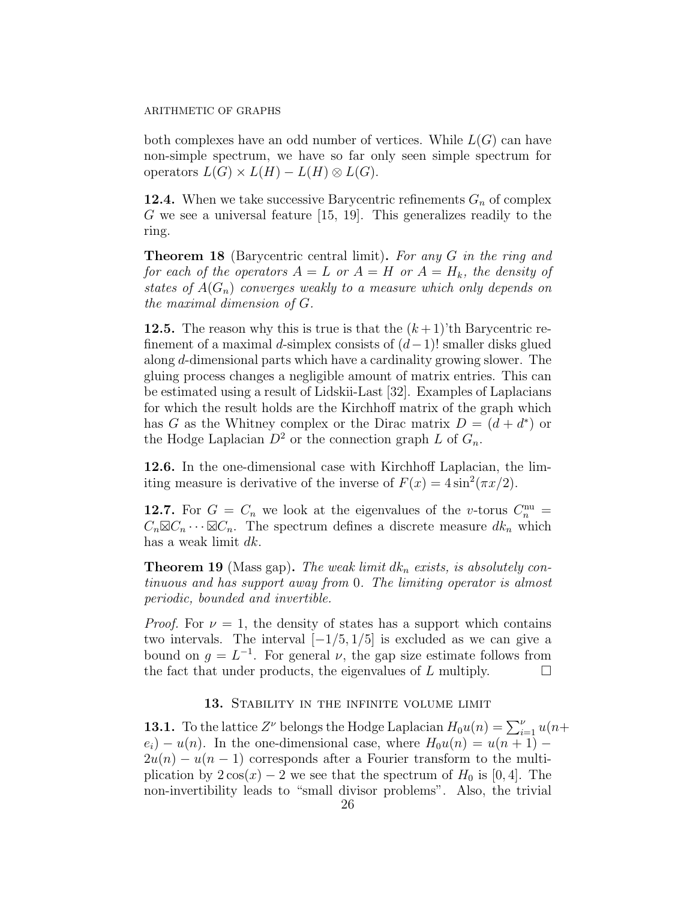both complexes have an odd number of vertices. While $L(G)$ can have non-simple spectrum, we have so far only seen simple spectrum for operators $L(G) \times L(H) - L(H) \otimes L(G)$.

**12.4.** When we take successive Barycentric refinements $G_n$ of complex $G$ we see a universal feature [15, 19]. This generalizes readily to the ring.

**Theorem 18** (Barycentric central limit)**.** *For any $G$ in the ring and for each of the operators $A = L$ or $A = H$ or $A = H_k$, the density of states of $A(G_n)$ converges weakly to a measure which only depends on the maximal dimension of $G$.*

**12.5.** The reason why this is true is that the $(k+1)$'th Barycentric refinement of a maximal $d$-simplex consists of $(d-1)!$ smaller disks glued along $d$-dimensional parts which have a cardinality growing slower. The gluing process changes a negligible amount of matrix entries. This can be estimated using a result of Lidskii-Last [32]. Examples of Laplacians for which the result holds are the Kirchhoff matrix of the graph which has $G$ as the Whitney complex or the Dirac matrix $D = (d + d^*)$ or the Hodge Laplacian $D^2$ or the connection graph $L$ of $G_n$.

**12.6.** In the one-dimensional case with Kirchhoff Laplacian, the limiting measure is derivative of the inverse of $F(x) = 4\sin^2(\pi x/2)$.

**12.7.** For $G = C_n$ we look at the eigenvalues of the $v$-torus $C_n^{\mathrm{nu}} = C_n \boxtimes C_n \cdots \boxtimes C_n$. The spectrum defines a discrete measure $dk_n$ which has a weak limit $dk$.

**Theorem 19** (Mass gap)**.** *The weak limit $dk_n$ exists, is absolutely continuous and has support away from 0. The limiting operator is almost periodic, bounded and invertible.*

*Proof.* For $\nu = 1$, the density of states has a support which contains two intervals. The interval $[-1/5, 1/5]$ is excluded as we can give a bound on $g = L^{-1}$. For general $\nu$, the gap size estimate follows from the fact that under products, the eigenvalues of $L$ multiply. $\square$

## 13. Stability in the infinite volume limit

**13.1.** To the lattice $Z^\nu$ belongs the Hodge Laplacian $H_0 u(n) = \sum_{i=1}^{\nu} u(n+e_i) - u(n)$. In the one-dimensional case, where $H_0 u(n) = u(n+1) - 2u(n) - u(n-1)$ corresponds after a Fourier transform to the multiplication by $2\cos(x) - 2$ we see that the spectrum of $H_0$ is $[0, 4]$. The non-invertibility leads to "small divisor problems". Also, the trivial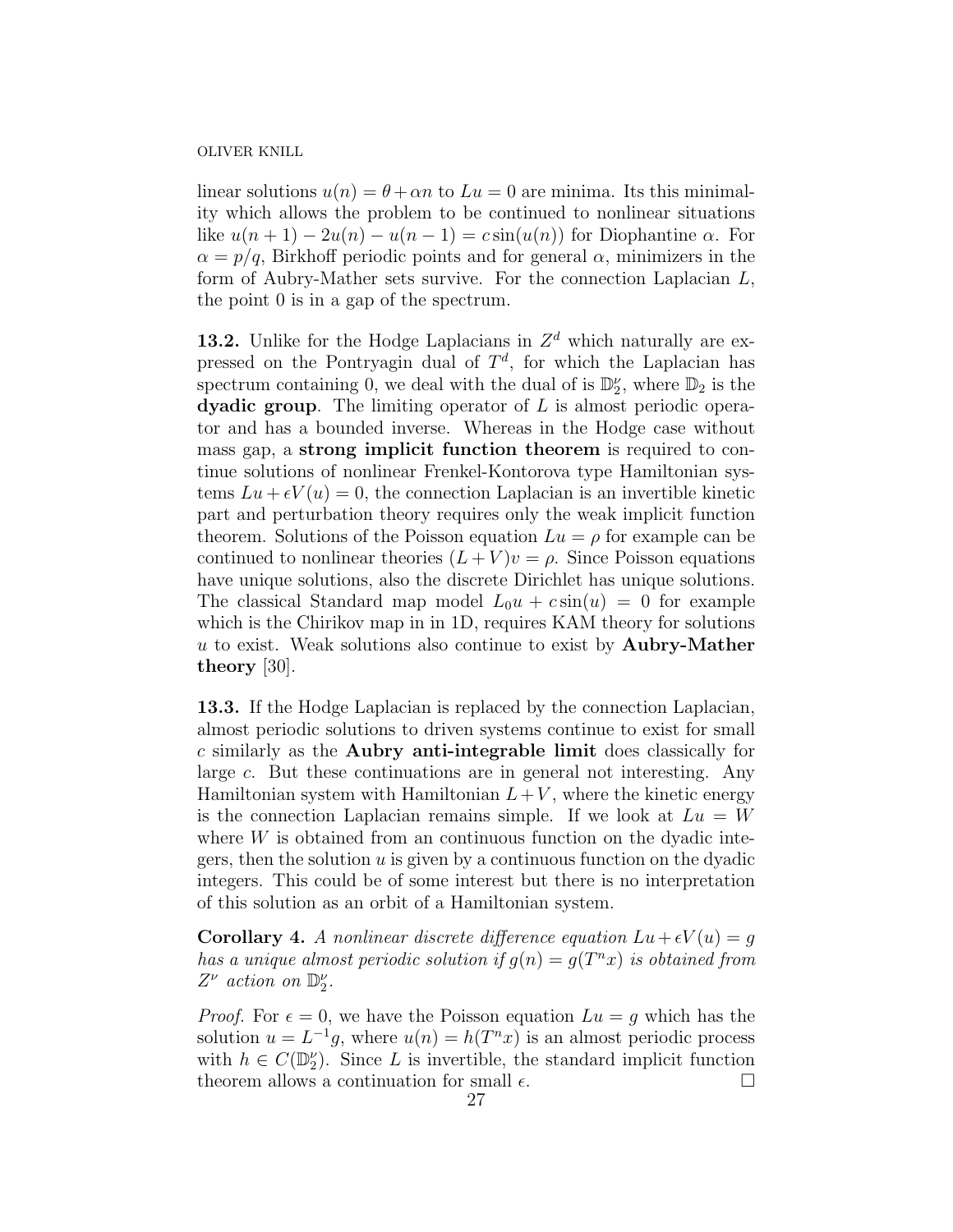linear solutions $u(n) = \theta + \alpha n$ to $Lu = 0$ are minima. Its this minimality which allows the problem to be continued to nonlinear situations like $u(n+1) - 2u(n) - u(n-1) = c\sin(u(n))$ for Diophantine $\alpha$. For $\alpha = p/q$, Birkhoff periodic points and for general $\alpha$, minimizers in the form of Aubry-Mather sets survive. For the connection Laplacian $L$, the point 0 is in a gap of the spectrum.

**13.2.** Unlike for the Hodge Laplacians in $Z^d$ which naturally are expressed on the Pontryagin dual of $T^d$, for which the Laplacian has spectrum containing 0, we deal with the dual of is $\mathbb{D}_2^\nu$, where $\mathbb{D}_2$ is the **dyadic group**. The limiting operator of $L$ is almost periodic operator and has a bounded inverse. Whereas in the Hodge case without mass gap, a **strong implicit function theorem** is required to continue solutions of nonlinear Frenkel-Kontorova type Hamiltonian systems $Lu + \epsilon V(u) = 0$, the connection Laplacian is an invertible kinetic part and perturbation theory requires only the weak implicit function theorem. Solutions of the Poisson equation $Lu = \rho$ for example can be continued to nonlinear theories $(L+V)v = \rho$. Since Poisson equations have unique solutions, also the discrete Dirichlet has unique solutions. The classical Standard map model $L_0 u + c\sin(u) = 0$ for example which is the Chirikov map in in 1D, requires KAM theory for solutions $u$ to exist. Weak solutions also continue to exist by **Aubry-Mather theory** [30].

**13.3.** If the Hodge Laplacian is replaced by the connection Laplacian, almost periodic solutions to driven systems continue to exist for small $c$ similarly as the **Aubry anti-integrable limit** does classically for large $c$. But these continuations are in general not interesting. Any Hamiltonian system with Hamiltonian $L+V$, where the kinetic energy is the connection Laplacian remains simple. If we look at $Lu = W$ where $W$ is obtained from an continuous function on the dyadic integers, then the solution $u$ is given by a continuous function on the dyadic integers. This could be of some interest but there is no interpretation of this solution as an orbit of a Hamiltonian system.

**Corollary 4.** *A nonlinear discrete difference equation $Lu + \epsilon V(u) = g$ has a unique almost periodic solution if $g(n) = g(T^n x)$ is obtained from $Z^\nu$ action on $\mathbb{D}_2^\nu$.*

*Proof.* For $\epsilon = 0$, we have the Poisson equation $Lu = g$ which has the solution $u = L^{-1}g$, where $u(n) = h(T^n x)$ is an almost periodic process with $h \in C(\mathbb{D}_2^\nu)$. Since $L$ is invertible, the standard implicit function theorem allows a continuation for small $\epsilon$. □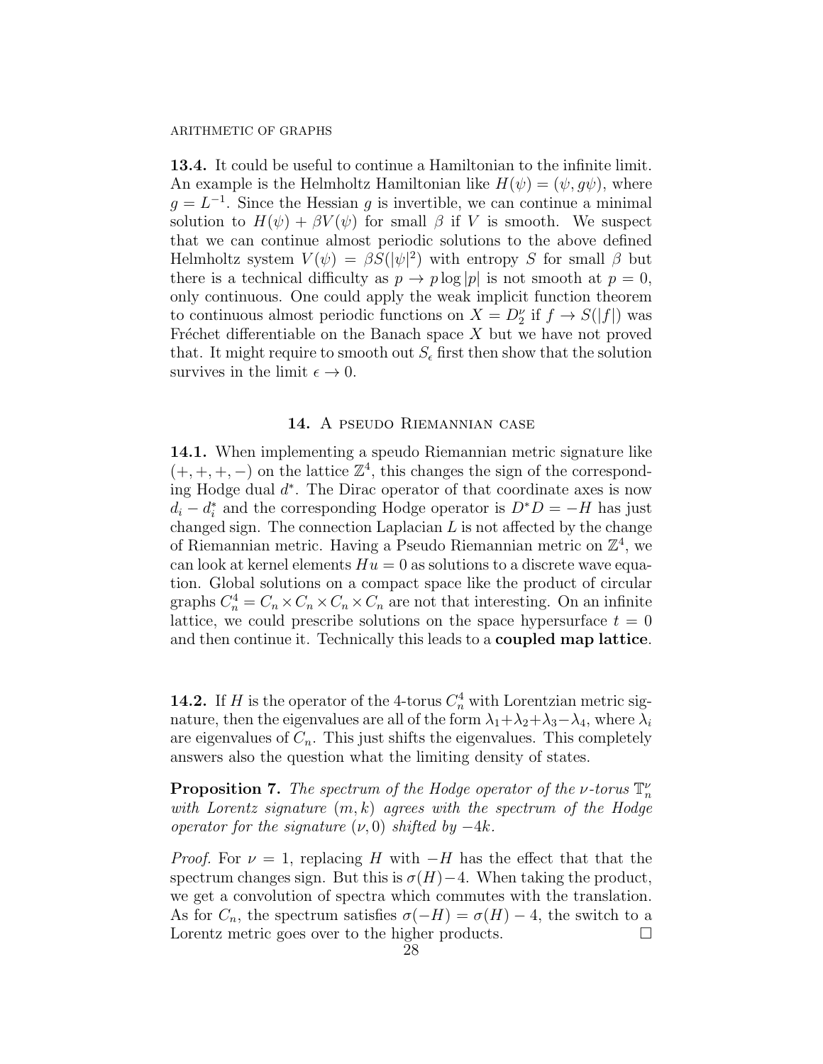**13.4.** It could be useful to continue a Hamiltonian to the infinite limit. An example is the Helmholtz Hamiltonian like $H(\psi) = (\psi, g\psi)$, where $g = L^{-1}$. Since the Hessian $g$ is invertible, we can continue a minimal solution to $H(\psi) + \beta V(\psi)$ for small $\beta$ if $V$ is smooth. We suspect that we can continue almost periodic solutions to the above defined Helmholtz system $V(\psi) = \beta S(|\psi|^2)$ with entropy $S$ for small $\beta$ but there is a technical difficulty as $p \to p \log |p|$ is not smooth at $p = 0$, only continuous. One could apply the weak implicit function theorem to continuous almost periodic functions on $X = D_2^\nu$ if $f \to S(|f|)$ was Fréchet differentiable on the Banach space $X$ but we have not proved that. It might require to smooth out $S_\epsilon$ first then show that the solution survives in the limit $\epsilon \to 0$.

## 14. A pseudo Riemannian case

**14.1.** When implementing a speudo Riemannian metric signature like $(+,+,+,-)$ on the lattice $\mathbb{Z}^4$, this changes the sign of the corresponding Hodge dual $d^*$. The Dirac operator of that coordinate axes is now $d_i - d_i^*$ and the corresponding Hodge operator is $D^*D = -H$ has just changed sign. The connection Laplacian $L$ is not affected by the change of Riemannian metric. Having a Pseudo Riemannian metric on $\mathbb{Z}^4$, we can look at kernel elements $Hu = 0$ as solutions to a discrete wave equation. Global solutions on a compact space like the product of circular graphs $C_n^4 = C_n \times C_n \times C_n \times C_n$ are not that interesting. On an infinite lattice, we could prescribe solutions on the space hypersurface $t = 0$ and then continue it. Technically this leads to a **coupled map lattice**.

**14.2.** If $H$ is the operator of the 4-torus $C_n^4$ with Lorentzian metric signature, then the eigenvalues are all of the form $\lambda_1+\lambda_2+\lambda_3-\lambda_4$, where $\lambda_i$ are eigenvalues of $C_n$. This just shifts the eigenvalues. This completely answers also the question what the limiting density of states.

**Proposition 7.** *The spectrum of the Hodge operator of the $\nu$-torus $\mathbb{T}_n^\nu$ with Lorentz signature $(m,k)$ agrees with the spectrum of the Hodge operator for the signature $(\nu,0)$ shifted by $-4k$.*

*Proof.* For $\nu = 1$, replacing $H$ with $-H$ has the effect that that the spectrum changes sign. But this is $\sigma(H)-4$. When taking the product, we get a convolution of spectra which commutes with the translation. As for $C_n$, the spectrum satisfies $\sigma(-H) = \sigma(H) - 4$, the switch to a Lorentz metric goes over to the higher products. $\square$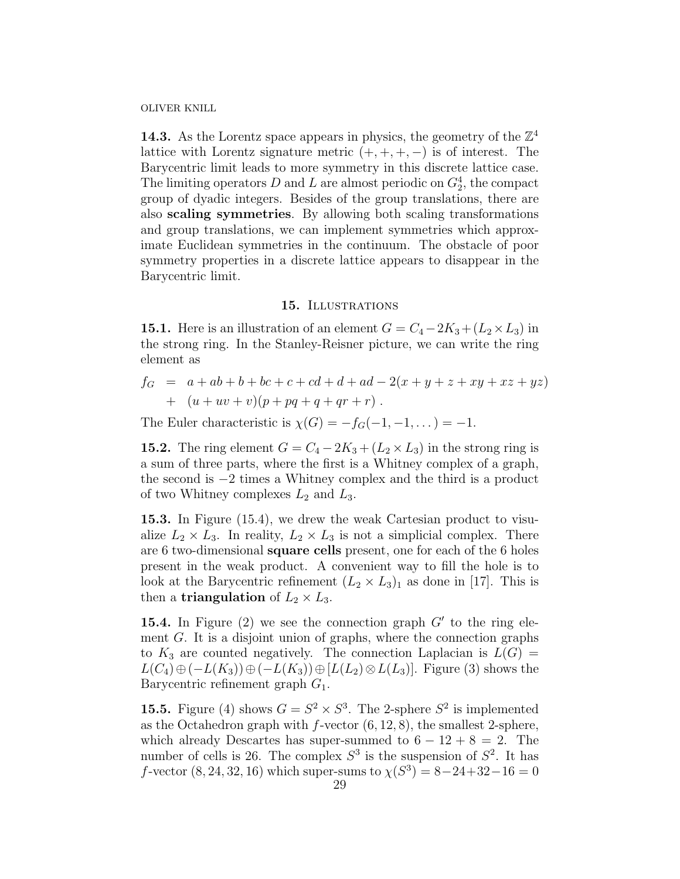**14.3.** As the Lorentz space appears in physics, the geometry of the $\mathbb{Z}^4$ lattice with Lorentz signature metric $(+,+,+,-)$ is of interest. The Barycentric limit leads to more symmetry in this discrete lattice case. The limiting operators $D$ and $L$ are almost periodic on $G_2^4$, the compact group of dyadic integers. Besides of the group translations, there are also **scaling symmetries**. By allowing both scaling transformations and group translations, we can implement symmetries which approximate Euclidean symmetries in the continuum. The obstacle of poor symmetry properties in a discrete lattice appears to disappear in the Barycentric limit.

## 15. Illustrations

**15.1.** Here is an illustration of an element $G = C_4 - 2K_3 + (L_2 \times L_3)$ in the strong ring. In the Stanley-Reisner picture, we can write the ring element as

$$
\begin{aligned}
f_G &= a + ab + b + bc + c + cd + d + ad - 2(x + y + z + xy + xz + yz) \\
&+ (u + uv + v)(p + pq + q + qr + r) \ .
\end{aligned}
$$

The Euler characteristic is $\chi(G) = -f_G(-1,-1,\dots) = -1$.

**15.2.** The ring element $G = C_4 - 2K_3 + (L_2 \times L_3)$ in the strong ring is a sum of three parts, where the first is a Whitney complex of a graph, the second is $-2$ times a Whitney complex and the third is a product of two Whitney complexes $L_2$ and $L_3$.

**15.3.** In Figure (15.4), we drew the weak Cartesian product to visualize $L_2 \times L_3$. In reality, $L_2 \times L_3$ is not a simplicial complex. There are 6 two-dimensional **square cells** present, one for each of the 6 holes present in the weak product. A convenient way to fill the hole is to look at the Barycentric refinement $(L_2 \times L_3)_1$ as done in [17]. This is then a **triangulation** of $L_2 \times L_3$.

**15.4.** In Figure (2) we see the connection graph $G'$ to the ring element $G$. It is a disjoint union of graphs, where the connection graphs to $K_3$ are counted negatively. The connection Laplacian is $L(G) = L(C_4) \oplus (-L(K_3)) \oplus (-L(K_3)) \oplus [L(L_2) \otimes L(L_3)]$. Figure (3) shows the Barycentric refinement graph $G_1$.

**15.5.** Figure (4) shows $G = S^2 \times S^3$. The 2-sphere $S^2$ is implemented as the Octahedron graph with $f$-vector $(6, 12, 8)$, the smallest 2-sphere, which already Descartes has super-summed to $6 - 12 + 8 = 2$. The number of cells is 26. The complex $S^3$ is the suspension of $S^2$. It has $f$-vector $(8, 24, 32, 16)$ which super-sums to $\chi(S^3) = 8 - 24 + 32 - 16 = 0$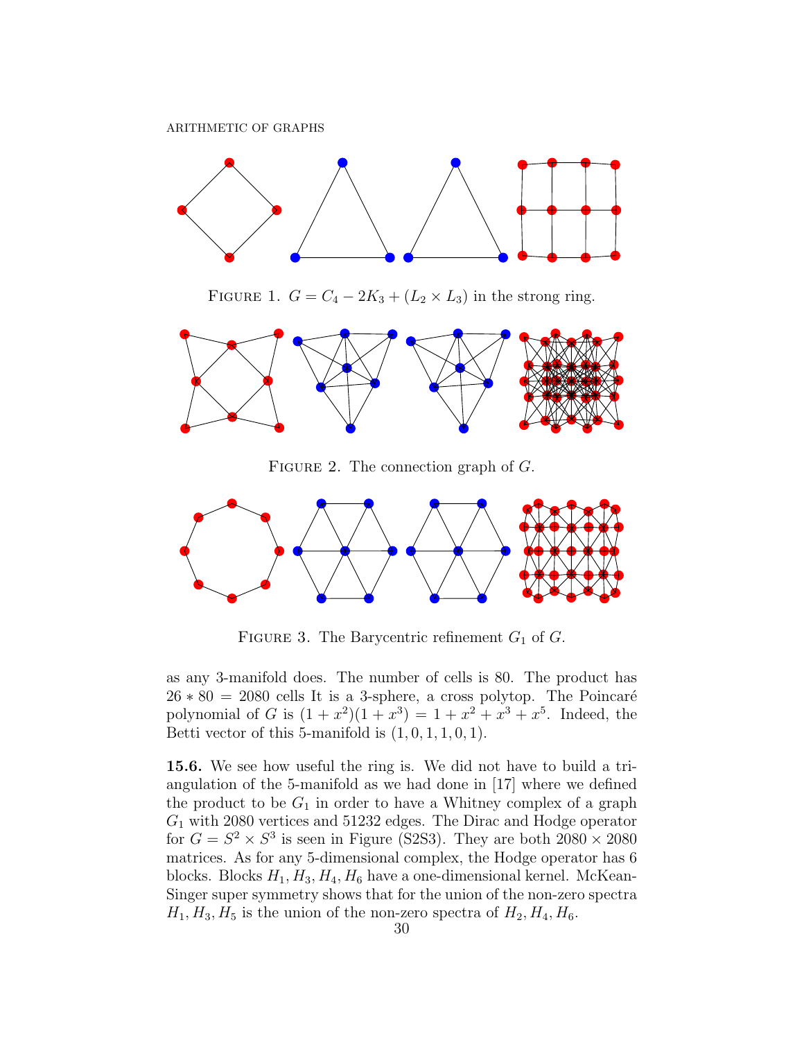FIGURE 1. $G = C_4 - 2K_3 + (L_2 \times L_3)$ in the strong ring.

FIGURE 2. The connection graph of $G$.

FIGURE 3. The Barycentric refinement $G_1$ of $G$.

as any 3-manifold does. The number of cells is 80. The product has $26 * 80 = 2080$ cells It is a 3-sphere, a cross polytop. The Poincaré polynomial of $G$ is $(1+x^2)(1+x^3) = 1 + x^2 + x^3 + x^5$. Indeed, the Betti vector of this 5-manifold is $(1, 0, 1, 1, 0, 1)$.

**15.6.** We see how useful the ring is. We did not have to build a triangulation of the 5-manifold as we had done in [17] where we defined the product to be $G_1$ in order to have a Whitney complex of a graph $G_1$ with 2080 vertices and 51232 edges. The Dirac and Hodge operator for $G = S^2 \times S^3$ is seen in Figure (S2S3). They are both $2080 \times 2080$ matrices. As for any 5-dimensional complex, the Hodge operator has 6 blocks. Blocks $H_1, H_3, H_4, H_6$ have a one-dimensional kernel. McKean-Singer super symmetry shows that for the union of the non-zero spectra $H_1, H_3, H_5$ is the union of the non-zero spectra of $H_2, H_4, H_6$.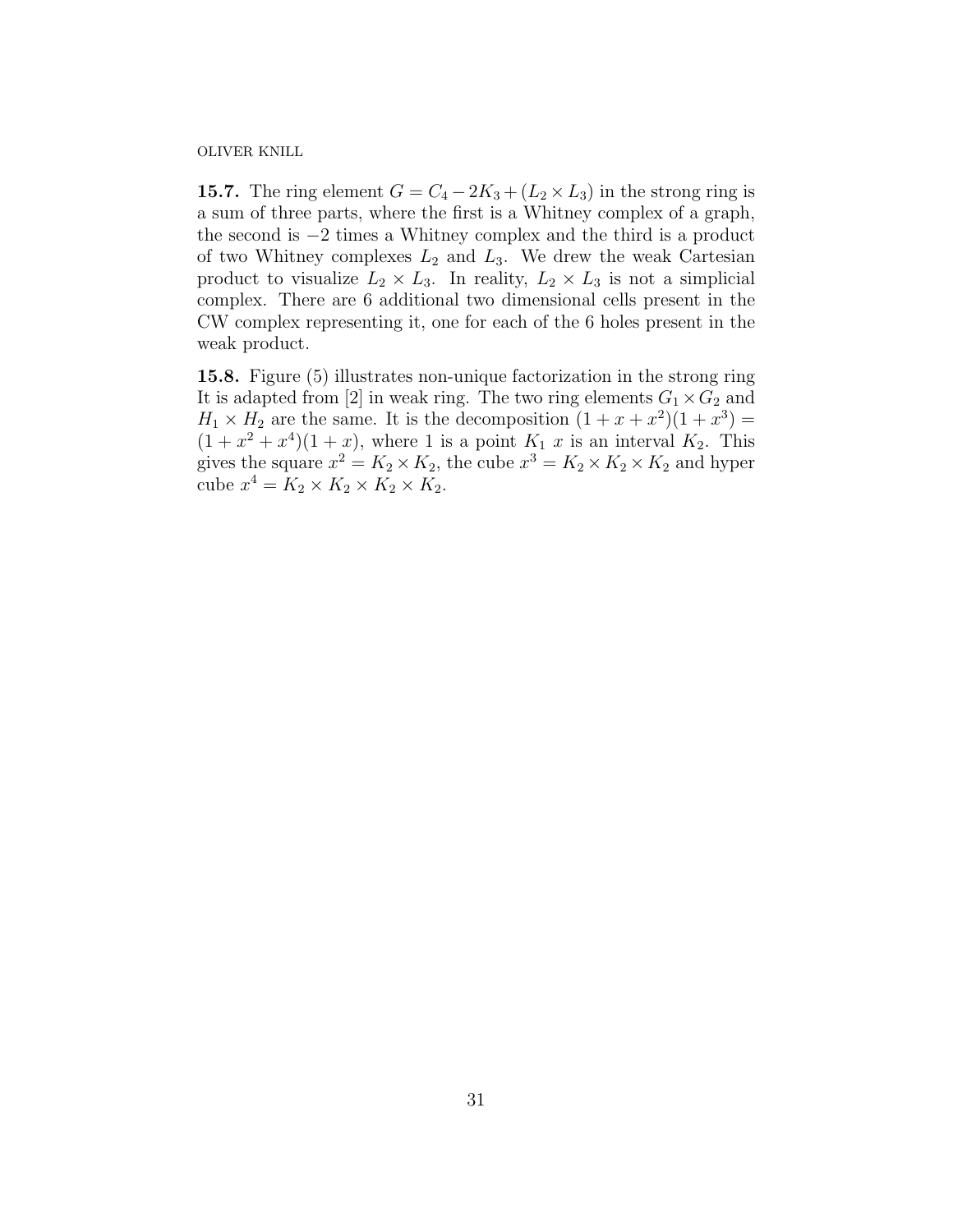**15.7.** The ring element $G = C_4 - 2K_3 + (L_2 \times L_3)$ in the strong ring is a sum of three parts, where the first is a Whitney complex of a graph, the second is $-2$ times a Whitney complex and the third is a product of two Whitney complexes $L_2$ and $L_3$. We drew the weak Cartesian product to visualize $L_2 \times L_3$. In reality, $L_2 \times L_3$ is not a simplicial complex. There are 6 additional two dimensional cells present in the CW complex representing it, one for each of the 6 holes present in the weak product.

**15.8.** Figure (5) illustrates non-unique factorization in the strong ring It is adapted from [2] in weak ring. The two ring elements $G_1 \times G_2$ and $H_1 \times H_2$ are the same. It is the decomposition $(1 + x + x^2)(1 + x^3) = (1 + x^2 + x^4)(1 + x)$, where 1 is a point $K_1$ $x$ is an interval $K_2$. This gives the square $x^2 = K_2 \times K_2$, the cube $x^3 = K_2 \times K_2 \times K_2$ and hyper cube $x^4 = K_2 \times K_2 \times K_2 \times K_2$.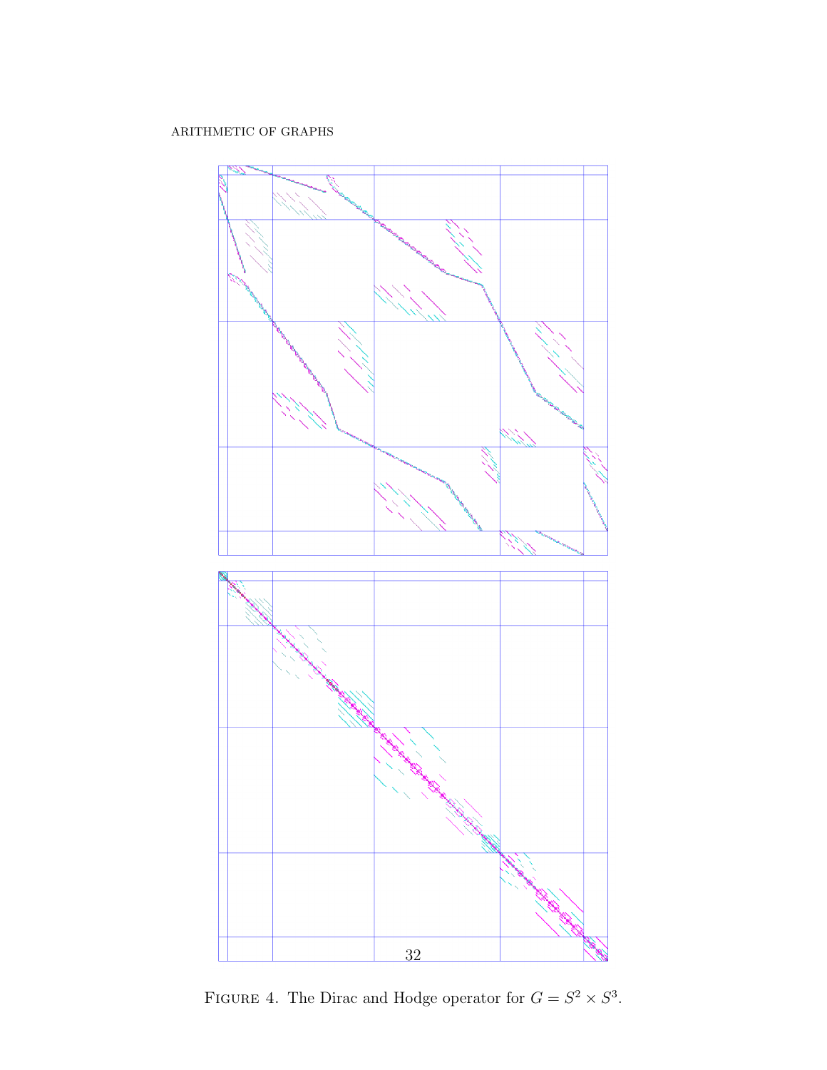FIGURE 4. The Dirac and Hodge operator for $G = S^2 \times S^3$.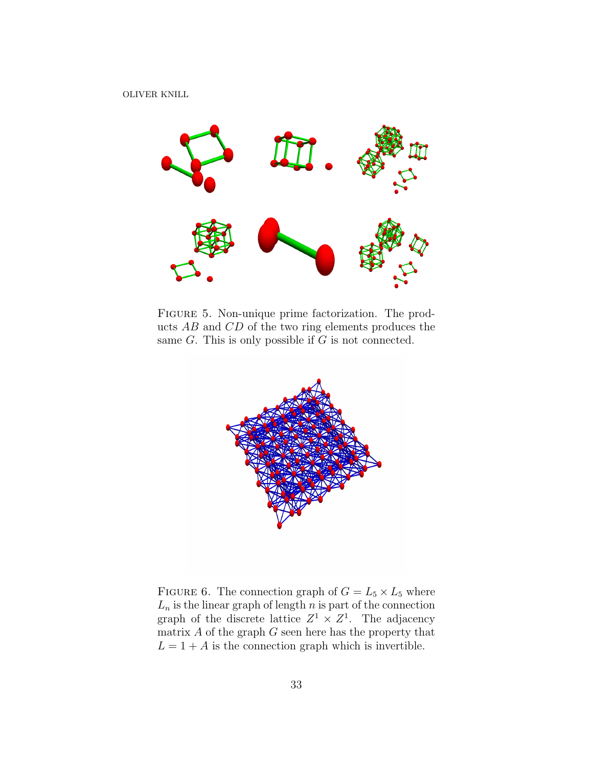Figure 5. Non-unique prime factorization. The products $AB$ and $CD$ of the two ring elements produces the same $G$. This is only possible if $G$ is not connected.

Figure 6. The connection graph of $G = L_5 \times L_5$ where $L_n$ is the linear graph of length $n$ is part of the connection graph of the discrete lattice $Z^1 \times Z^1$. The adjacency matrix $A$ of the graph $G$ seen here has the property that $L = 1 + A$ is the connection graph which is invertible.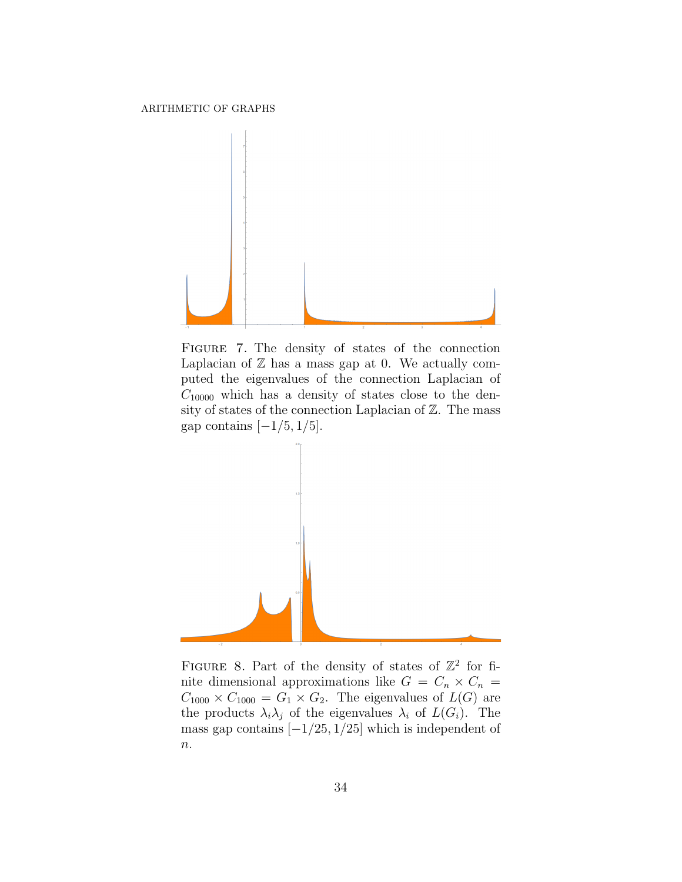FIGURE 7. The density of states of the connection Laplacian of $\mathbb{Z}$ has a mass gap at 0. We actually computed the eigenvalues of the connection Laplacian of $C_{10000}$ which has a density of states close to the density of states of the connection Laplacian of $\mathbb{Z}$. The mass gap contains $[-1/5, 1/5]$.

FIGURE 8. Part of the density of states of $\mathbb{Z}^2$ for finite dimensional approximations like $G = C_n \times C_n = C_{1000} \times C_{1000} = G_1 \times G_2$. The eigenvalues of $L(G)$ are the products $\lambda_i \lambda_j$ of the eigenvalues $\lambda_i$ of $L(G_i)$. The mass gap contains $[-1/25, 1/25]$ which is independent of $n$.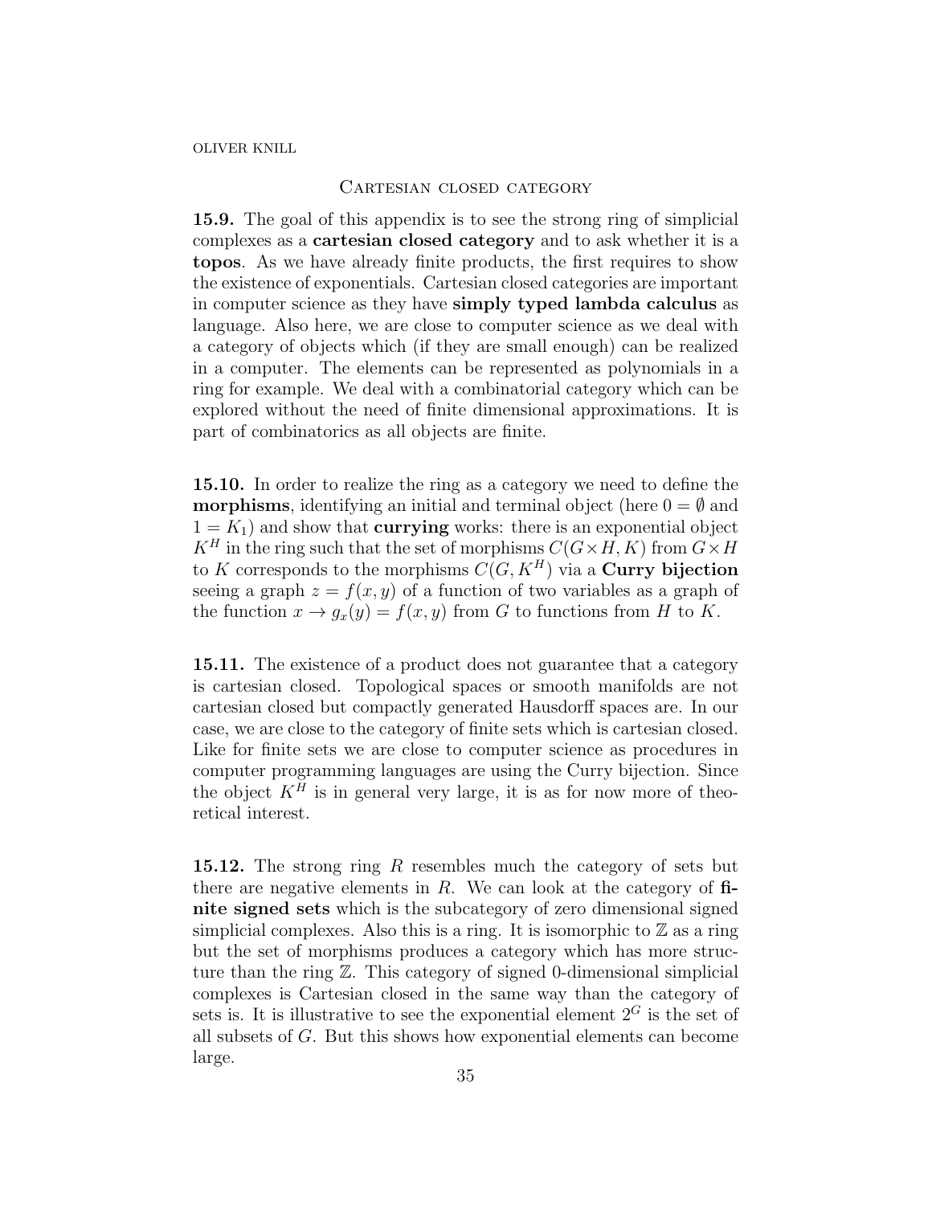## Cartesian closed category

**15.9.** The goal of this appendix is to see the strong ring of simplicial complexes as a **cartesian closed category** and to ask whether it is a **topos**. As we have already finite products, the first requires to show the existence of exponentials. Cartesian closed categories are important in computer science as they have **simply typed lambda calculus** as language. Also here, we are close to computer science as we deal with a category of objects which (if they are small enough) can be realized in a computer. The elements can be represented as polynomials in a ring for example. We deal with a combinatorial category which can be explored without the need of finite dimensional approximations. It is part of combinatorics as all objects are finite.

**15.10.** In order to realize the ring as a category we need to define the **morphisms**, identifying an initial and terminal object (here $0 = \emptyset$ and $1 = K_1$) and show that **currying** works: there is an exponential object $K^H$ in the ring such that the set of morphisms $C(G \times H, K)$ from $G \times H$ to $K$ corresponds to the morphisms $C(G, K^H)$ via a **Curry bijection** seeing a graph $z = f(x, y)$ of a function of two variables as a graph of the function $x \to g_x(y) = f(x, y)$ from $G$ to functions from $H$ to $K$.

**15.11.** The existence of a product does not guarantee that a category is cartesian closed. Topological spaces or smooth manifolds are not cartesian closed but compactly generated Hausdorff spaces are. In our case, we are close to the category of finite sets which is cartesian closed. Like for finite sets we are close to computer science as procedures in computer programming languages are using the Curry bijection. Since the object $K^H$ is in general very large, it is as for now more of theoretical interest.

**15.12.** The strong ring $R$ resembles much the category of sets but there are negative elements in $R$. We can look at the category of **finite signed sets** which is the subcategory of zero dimensional signed simplicial complexes. Also this is a ring. It is isomorphic to $\mathbb{Z}$ as a ring but the set of morphisms produces a category which has more structure than the ring $\mathbb{Z}$. This category of signed 0-dimensional simplicial complexes is Cartesian closed in the same way than the category of sets is. It is illustrative to see the exponential element $2^G$ is the set of all subsets of $G$. But this shows how exponential elements can become large.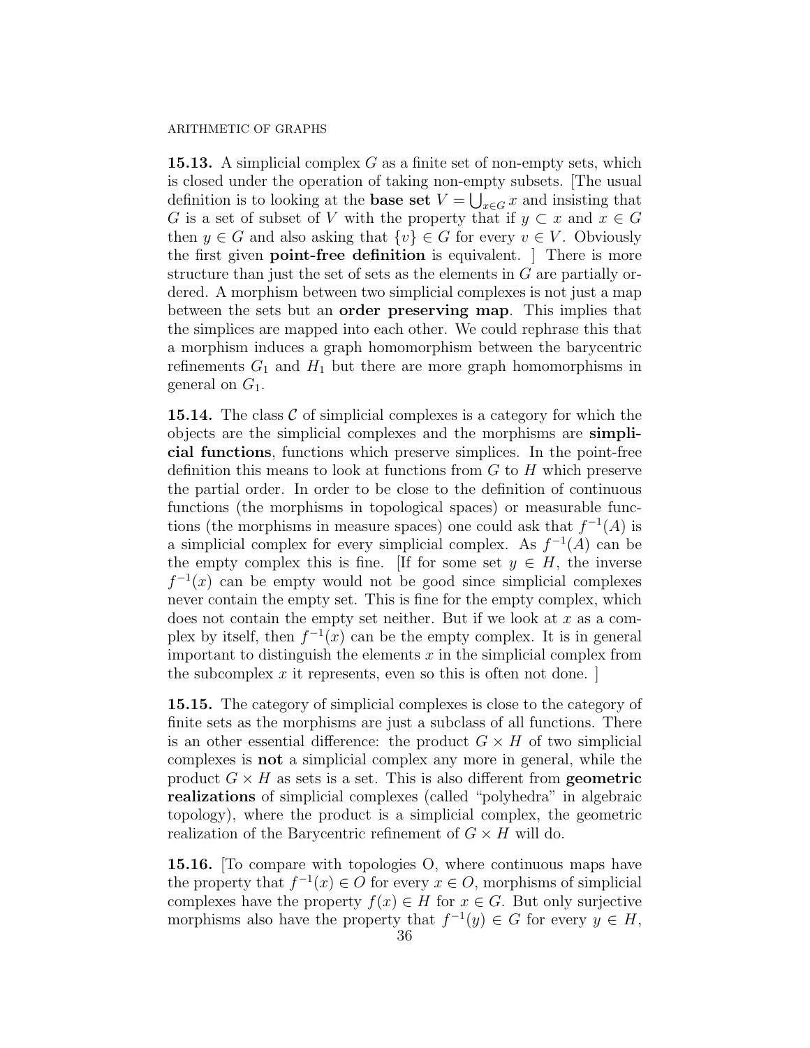**15.13.** A simplicial complex $G$ as a finite set of non-empty sets, which is closed under the operation of taking non-empty subsets. [The usual definition is to looking at the **base set** $V = \bigcup_{x \in G} x$ and insisting that $G$ is a set of subset of $V$ with the property that if $y \subset x$ and $x \in G$ then $y \in G$ and also asking that $\{v\} \in G$ for every $v \in V$. Obviously the first given **point-free definition** is equivalent. ] There is more structure than just the set of sets as the elements in $G$ are partially ordered. A morphism between two simplicial complexes is not just a map between the sets but an **order preserving map**. This implies that the simplices are mapped into each other. We could rephrase this that a morphism induces a graph homomorphism between the barycentric refinements $G_1$ and $H_1$ but there are more graph homomorphisms in general on $G_1$.

**15.14.** The class $\mathcal{C}$ of simplicial complexes is a category for which the objects are the simplicial complexes and the morphisms are **simplicial functions**, functions which preserve simplices. In the point-free definition this means to look at functions from $G$ to $H$ which preserve the partial order. In order to be close to the definition of continuous functions (the morphisms in topological spaces) or measurable functions (the morphisms in measure spaces) one could ask that $f^{-1}(A)$ is a simplicial complex for every simplicial complex. As $f^{-1}(A)$ can be the empty complex this is fine. [If for some set $y \in H$, the inverse $f^{-1}(x)$ can be empty would not be good since simplicial complexes never contain the empty set. This is fine for the empty complex, which does not contain the empty set neither. But if we look at $x$ as a complex by itself, then $f^{-1}(x)$ can be the empty complex. It is in general important to distinguish the elements $x$ in the simplicial complex from the subcomplex $x$ it represents, even so this is often not done. ]

**15.15.** The category of simplicial complexes is close to the category of finite sets as the morphisms are just a subclass of all functions. There is an other essential difference: the product $G \times H$ of two simplicial complexes is **not** a simplicial complex any more in general, while the product $G \times H$ as sets is a set. This is also different from **geometric realizations** of simplicial complexes (called "polyhedra" in algebraic topology), where the product is a simplicial complex, the geometric realization of the Barycentric refinement of $G \times H$ will do.

**15.16.** [To compare with topologies O, where continuous maps have the property that $f^{-1}(x) \in O$ for every $x \in O$, morphisms of simplicial complexes have the property $f(x) \in H$ for $x \in G$. But only surjective morphisms also have the property that $f^{-1}(y) \in G$ for every $y \in H$,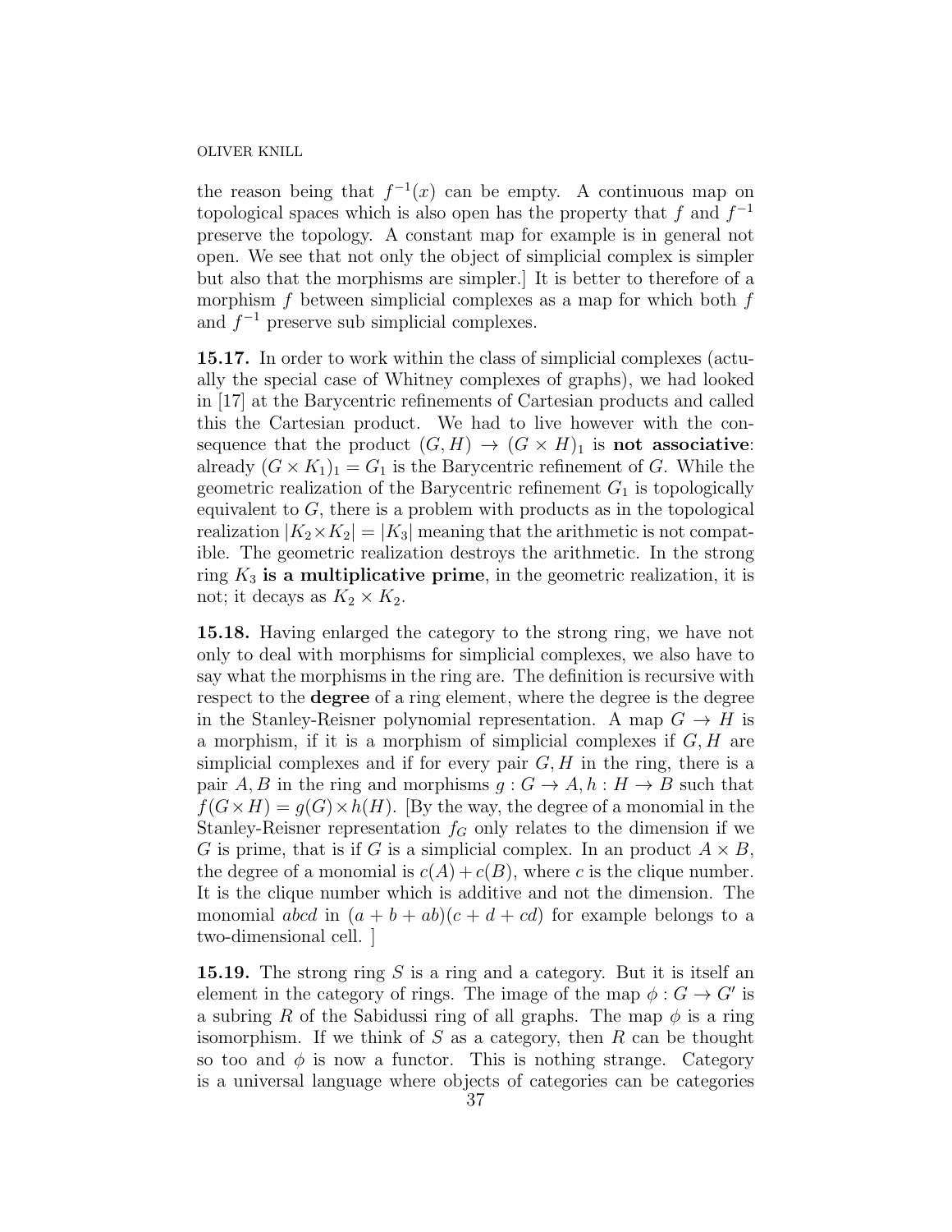the reason being that $f^{-1}(x)$ can be empty. A continuous map on topological spaces which is also open has the property that $f$ and $f^{-1}$ preserve the topology. A constant map for example is in general not open. We see that not only the object of simplicial complex is simpler but also that the morphisms are simpler.] It is better to therefore of a morphism $f$ between simplicial complexes as a map for which both $f$ and $f^{-1}$ preserve sub simplicial complexes.

**15.17.** In order to work within the class of simplicial complexes (actually the special case of Whitney complexes of graphs), we had looked in [17] at the Barycentric refinements of Cartesian products and called this the Cartesian product. We had to live however with the consequence that the product $(G, H) \to (G \times H)_1$ is **not associative**: already $(G \times K_1)_1 = G_1$ is the Barycentric refinement of $G$. While the geometric realization of the Barycentric refinement $G_1$ is topologically equivalent to $G$, there is a problem with products as in the topological realization $|K_2 \times K_2| = |K_3|$ meaning that the arithmetic is not compatible. The geometric realization destroys the arithmetic. In the strong ring $K_3$ **is a multiplicative prime**, in the geometric realization, it is not; it decays as $K_2 \times K_2$.

**15.18.** Having enlarged the category to the strong ring, we have not only to deal with morphisms for simplicial complexes, we also have to say what the morphisms in the ring are. The definition is recursive with respect to the **degree** of a ring element, where the degree is the degree in the Stanley-Reisner polynomial representation. A map $G \to H$ is a morphism, if it is a morphism of simplicial complexes if $G, H$ are simplicial complexes and if for every pair $G, H$ in the ring, there is a pair $A, B$ in the ring and morphisms $g : G \to A, h : H \to B$ such that $f(G \times H) = g(G) \times h(H)$. [By the way, the degree of a monomial in the Stanley-Reisner representation $f_G$ only relates to the dimension if we $G$ is prime, that is if $G$ is a simplicial complex. In an product $A \times B$, the degree of a monomial is $c(A) + c(B)$, where $c$ is the clique number. It is the clique number which is additive and not the dimension. The monomial $abcd$ in $(a + b + ab)(c + d + cd)$ for example belongs to a two-dimensional cell. ]

**15.19.** The strong ring $S$ is a ring and a category. But it is itself an element in the category of rings. The image of the map $\phi : G \to G'$ is a subring $R$ of the Sabidussi ring of all graphs. The map $\phi$ is a ring isomorphism. If we think of $S$ as a category, then $R$ can be thought so too and $\phi$ is now a functor. This is nothing strange. Category is a universal language where objects of categories can be categories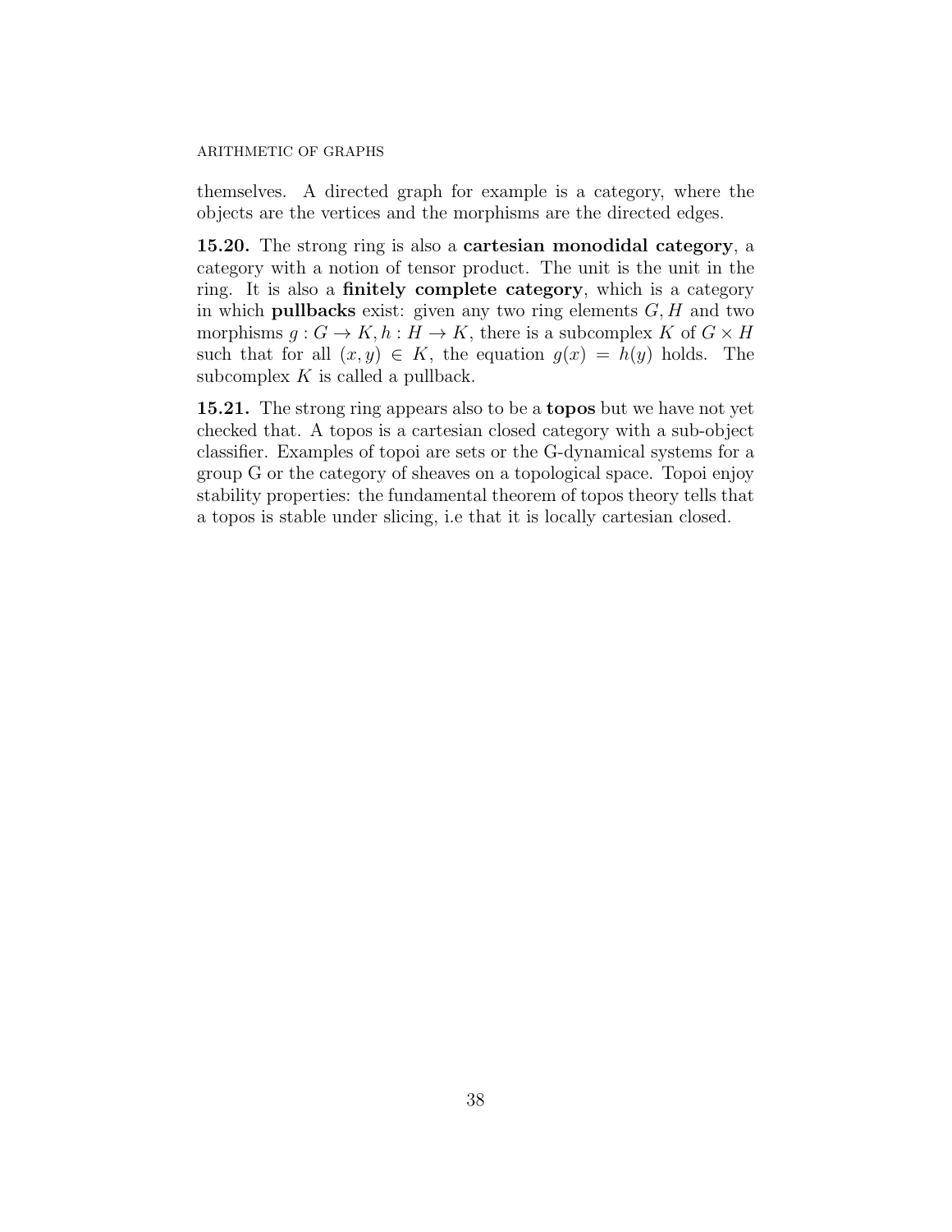themselves. A directed graph for example is a category, where the objects are the vertices and the morphisms are the directed edges.

**15.20.** The strong ring is also a **cartesian monodidal category**, a category with a notion of tensor product. The unit is the unit in the ring. It is also a **finitely complete category**, which is a category in which **pullbacks** exist: given any two ring elements $G, H$ and two morphisms $g : G \to K, h : H \to K$, there is a subcomplex $K$ of $G \times H$ such that for all $(x, y) \in K$, the equation $g(x) = h(y)$ holds. The subcomplex $K$ is called a pullback.

**15.21.** The strong ring appears also to be a **topos** but we have not yet checked that. A topos is a cartesian closed category with a sub-object classifier. Examples of topoi are sets or the G-dynamical systems for a group G or the category of sheaves on a topological space. Topoi enjoy stability properties: the fundamental theorem of topos theory tells that a topos is stable under slicing, i.e that it is locally cartesian closed.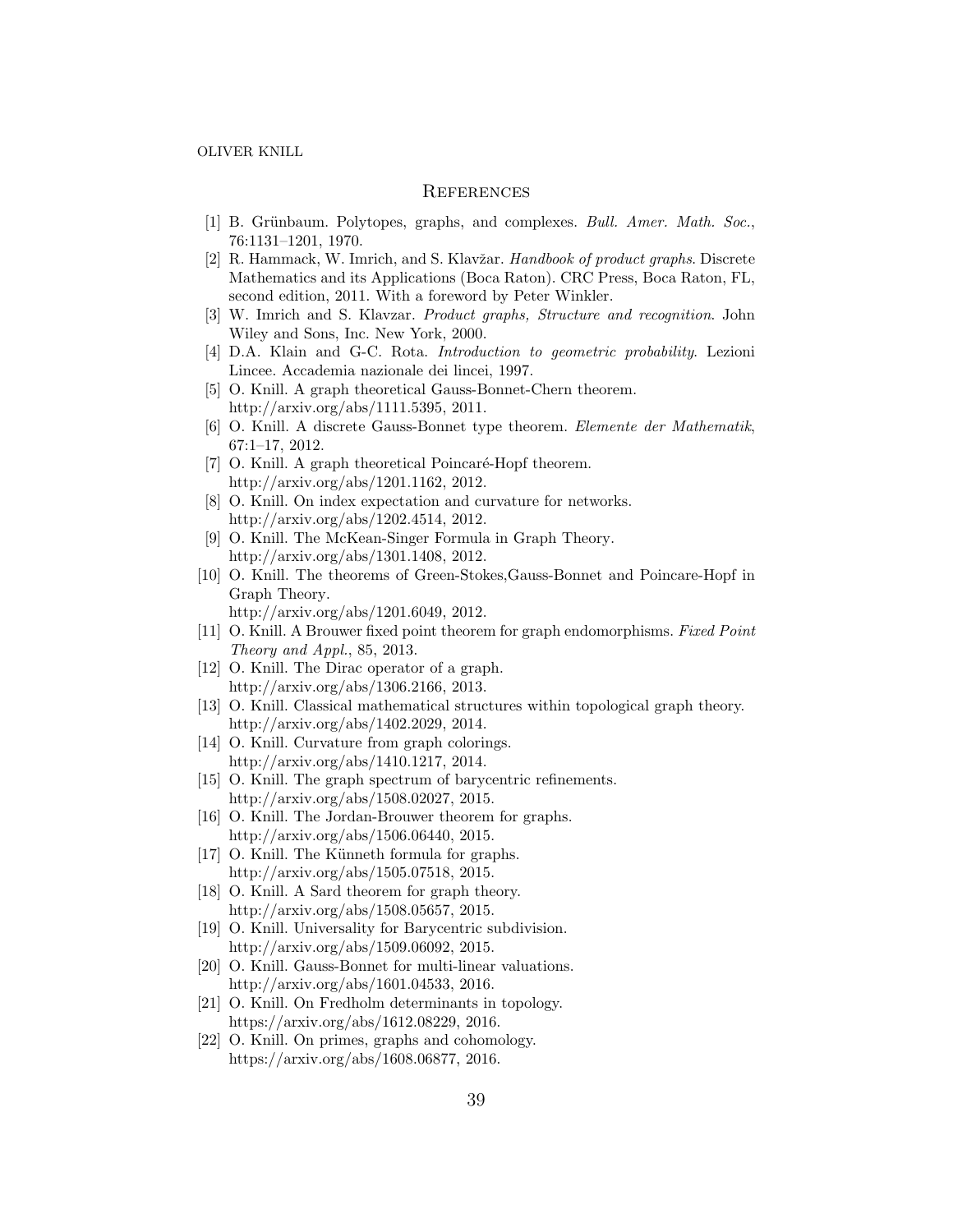## References

[1] B. Grünbaum. Polytopes, graphs, and complexes. *Bull. Amer. Math. Soc.*, 76:1131–1201, 1970.

[2] R. Hammack, W. Imrich, and S. Klavžar. *Handbook of product graphs*. Discrete Mathematics and its Applications (Boca Raton). CRC Press, Boca Raton, FL, second edition, 2011. With a foreword by Peter Winkler.

[3] W. Imrich and S. Klavzar. *Product graphs, Structure and recognition*. John Wiley and Sons, Inc. New York, 2000.

[4] D.A. Klain and G-C. Rota. *Introduction to geometric probability*. Lezioni Lincee. Accademia nazionale dei lincei, 1997.

[5] O. Knill. A graph theoretical Gauss-Bonnet-Chern theorem. http://arxiv.org/abs/1111.5395, 2011.

[6] O. Knill. A discrete Gauss-Bonnet type theorem. *Elemente der Mathematik*, 67:1–17, 2012.

[7] O. Knill. A graph theoretical Poincaré-Hopf theorem. http://arxiv.org/abs/1201.1162, 2012.

[8] O. Knill. On index expectation and curvature for networks. http://arxiv.org/abs/1202.4514, 2012.

[9] O. Knill. The McKean-Singer Formula in Graph Theory. http://arxiv.org/abs/1301.1408, 2012.

[10] O. Knill. The theorems of Green-Stokes,Gauss-Bonnet and Poincare-Hopf in Graph Theory. http://arxiv.org/abs/1201.6049, 2012.

[11] O. Knill. A Brouwer fixed point theorem for graph endomorphisms. *Fixed Point Theory and Appl.*, 85, 2013.

[12] O. Knill. The Dirac operator of a graph. http://arxiv.org/abs/1306.2166, 2013.

[13] O. Knill. Classical mathematical structures within topological graph theory. http://arxiv.org/abs/1402.2029, 2014.

[14] O. Knill. Curvature from graph colorings. http://arxiv.org/abs/1410.1217, 2014.

[15] O. Knill. The graph spectrum of barycentric refinements. http://arxiv.org/abs/1508.02027, 2015.

[16] O. Knill. The Jordan-Brouwer theorem for graphs. http://arxiv.org/abs/1506.06440, 2015.

[17] O. Knill. The Künneth formula for graphs. http://arxiv.org/abs/1505.07518, 2015.

[18] O. Knill. A Sard theorem for graph theory. http://arxiv.org/abs/1508.05657, 2015.

[19] O. Knill. Universality for Barycentric subdivision. http://arxiv.org/abs/1509.06092, 2015.

[20] O. Knill. Gauss-Bonnet for multi-linear valuations. http://arxiv.org/abs/1601.04533, 2016.

[21] O. Knill. On Fredholm determinants in topology. https://arxiv.org/abs/1612.08229, 2016.

[22] O. Knill. On primes, graphs and cohomology. https://arxiv.org/abs/1608.06877, 2016.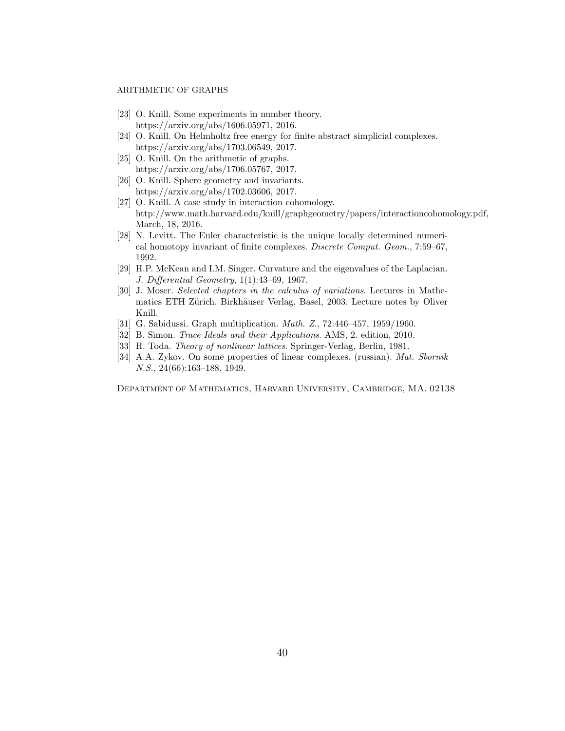[23] O. Knill. Some experiments in number theory. https://arxiv.org/abs/1606.05971, 2016.

[24] O. Knill. On Helmholtz free energy for finite abstract simplicial complexes. https://arxiv.org/abs/1703.06549, 2017.

[25] O. Knill. On the arithmetic of graphs. https://arxiv.org/abs/1706.05767, 2017.

[26] O. Knill. Sphere geometry and invariants. https://arxiv.org/abs/1702.03606, 2017.

[27] O. Knill. A case study in interaction cohomology. http://www.math.harvard.edu/knill/graphgeometry/papers/interactioncohomology.pdf, March, 18, 2016.

[28] N. Levitt. The Euler characteristic is the unique locally determined numerical homotopy invariant of finite complexes. *Discrete Comput. Geom.*, 7:59–67, 1992.

[29] H.P. McKean and I.M. Singer. Curvature and the eigenvalues of the Laplacian. *J. Differential Geometry*, 1(1):43–69, 1967.

[30] J. Moser. *Selected chapters in the calculus of variations*. Lectures in Mathematics ETH Zürich. Birkhäuser Verlag, Basel, 2003. Lecture notes by Oliver Knill.

[31] G. Sabidussi. Graph multiplication. *Math. Z.*, 72:446–457, 1959/1960.

[32] B. Simon. *Trace Ideals and their Applications*. AMS, 2. edition, 2010.

[33] H. Toda. *Theory of nonlinear lattices*. Springer-Verlag, Berlin, 1981.

[34] A.A. Zykov. On some properties of linear complexes. (russian). *Mat. Sbornik N.S.*, 24(66):163–188, 1949.

Department of Mathematics, Harvard University, Cambridge, MA, 02138